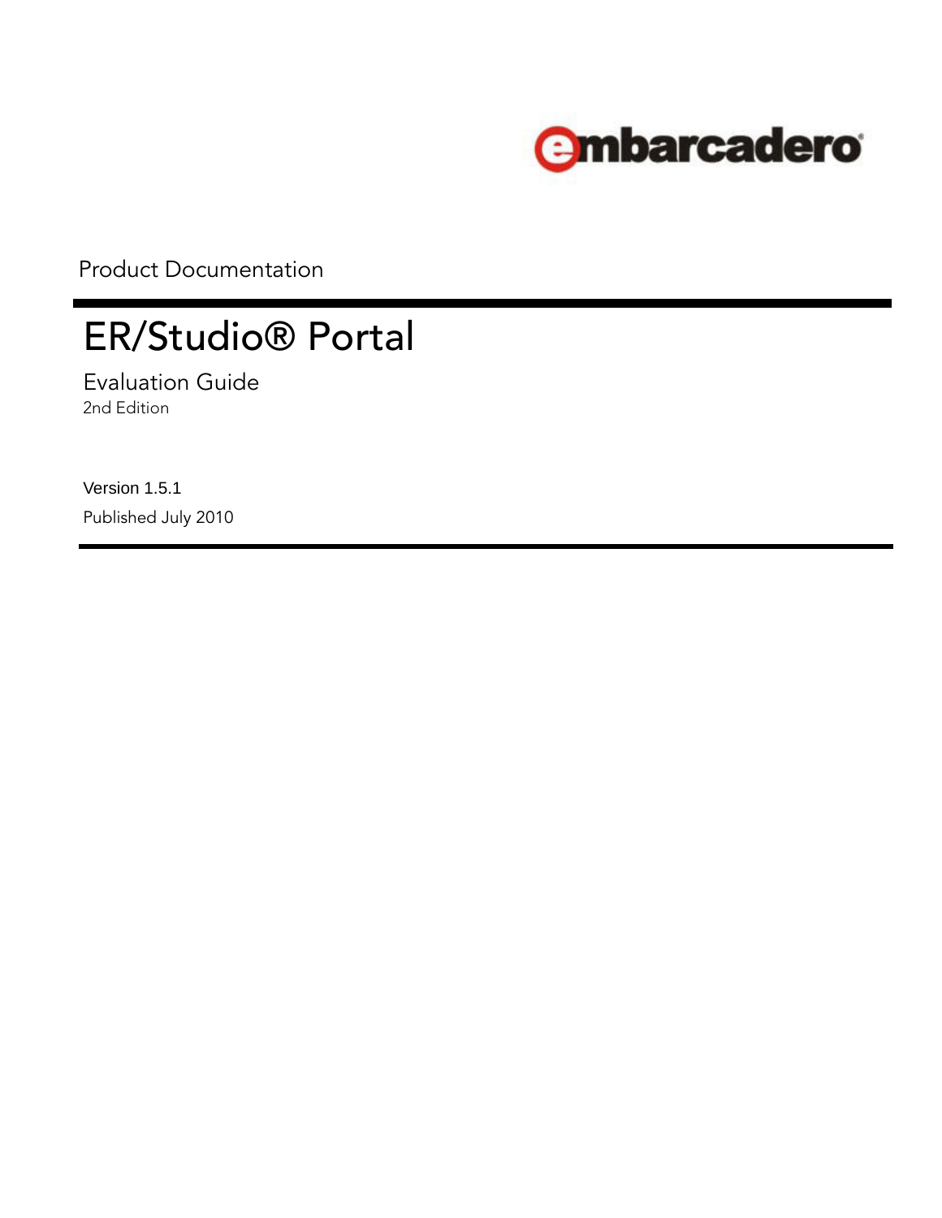embarcadero

Product Documentation

# ER/Studio® Portal

## Evaluation Guide

2nd Edition

Version 1.5.1

Published July 2010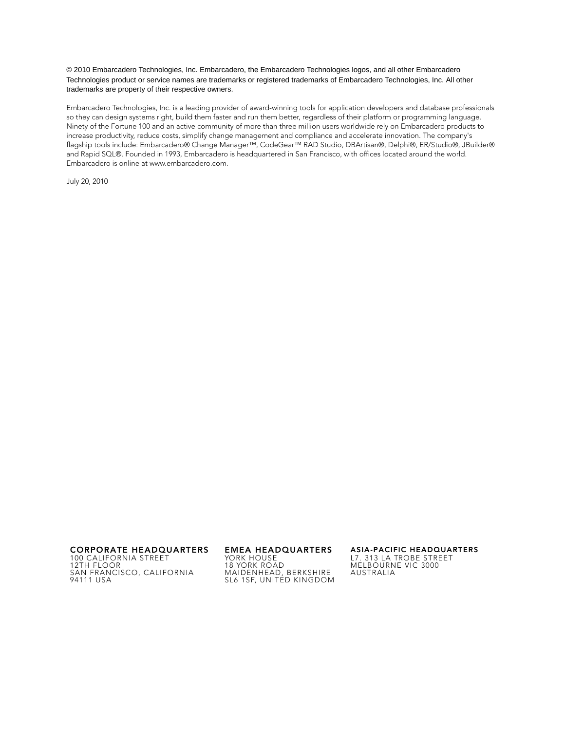© 2010 Embarcadero Technologies, Inc. Embarcadero, the Embarcadero Technologies logos, and all other Embarcadero Technologies product or service names are trademarks or registered trademarks of Embarcadero Technologies, Inc. All other trademarks are property of their respective owners.

Embarcadero Technologies, Inc. is a leading provider of award-winning tools for application developers and database professionals so they can design systems right, build them faster and run them better, regardless of their platform or programming language. Ninety of the Fortune 100 and an active community of more than three million users worldwide rely on Embarcadero products to increase productivity, reduce costs, simplify change management and compliance and accelerate innovation. The company's flagship tools include: Embarcadero® Change Manager™, CodeGear™ RAD Studio, DBArtisan®, Delphi®, ER/Studio®, JBuilder® and Rapid SQL®. Founded in 1993, Embarcadero is headquartered in San Francisco, with offices located around the world. Embarcadero is online at www.embarcadero.com.

July 20, 2010

**CORPORATE HEADQUARTERS**
100 CALIFORNIA STREET
12TH FLOOR
SAN FRANCISCO, CALIFORNIA
94111 USA

**EMEA HEADQUARTERS**
YORK HOUSE
18 YORK ROAD
MAIDENHEAD, BERKSHIRE
SL6 1SF, UNITED KINGDOM

**ASIA-PACIFIC HEADQUARTERS**
L7. 313 LA TROBE STREET
MELBOURNE VIC 3000
AUSTRALIA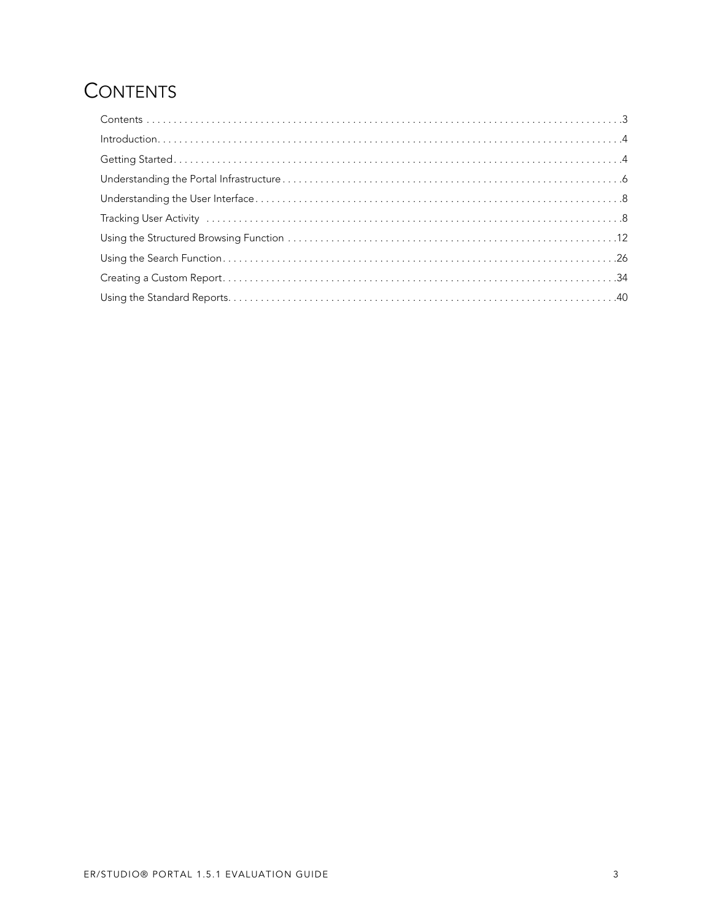# Contents

Contents . . . . . . . . . . . . . . . . . . . . . . . . . . . . . . . . . . . . . . . . . . . . . . . . . . . . . . . . . . . . . . . . . . . . . . . . . . . . . . . . . . . .3

Introduction. . . . . . . . . . . . . . . . . . . . . . . . . . . . . . . . . . . . . . . . . . . . . . . . . . . . . . . . . . . . . . . . . . . . . . . . . . . . . . . . . .4

Getting Started. . . . . . . . . . . . . . . . . . . . . . . . . . . . . . . . . . . . . . . . . . . . . . . . . . . . . . . . . . . . . . . . . . . . . . . . . . . . . . . .4

Understanding the Portal Infrastructure . . . . . . . . . . . . . . . . . . . . . . . . . . . . . . . . . . . . . . . . . . . . . . . . . . . . . . . . . . . .6

Understanding the User Interface . . . . . . . . . . . . . . . . . . . . . . . . . . . . . . . . . . . . . . . . . . . . . . . . . . . . . . . . . . . . . . . . .8

Tracking User Activity . . . . . . . . . . . . . . . . . . . . . . . . . . . . . . . . . . . . . . . . . . . . . . . . . . . . . . . . . . . . . . . . . . . . . . . . .8

Using the Structured Browsing Function . . . . . . . . . . . . . . . . . . . . . . . . . . . . . . . . . . . . . . . . . . . . . . . . . . . . . . . . . . .12

Using the Search Function. . . . . . . . . . . . . . . . . . . . . . . . . . . . . . . . . . . . . . . . . . . . . . . . . . . . . . . . . . . . . . . . . . . . . .26

Creating a Custom Report. . . . . . . . . . . . . . . . . . . . . . . . . . . . . . . . . . . . . . . . . . . . . . . . . . . . . . . . . . . . . . . . . . . . . .34

Using the Standard Reports. . . . . . . . . . . . . . . . . . . . . . . . . . . . . . . . . . . . . . . . . . . . . . . . . . . . . . . . . . . . . . . . . . . .40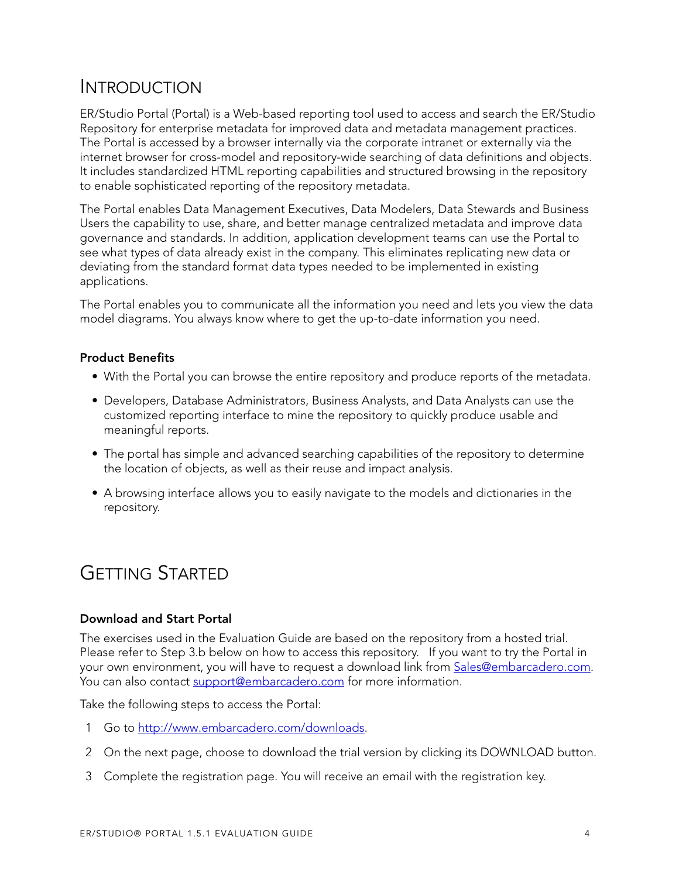# Introduction

ER/Studio Portal (Portal) is a Web-based reporting tool used to access and search the ER/Studio Repository for enterprise metadata for improved data and metadata management practices. The Portal is accessed by a browser internally via the corporate intranet or externally via the internet browser for cross-model and repository-wide searching of data definitions and objects. It includes standardized HTML reporting capabilities and structured browsing in the repository to enable sophisticated reporting of the repository metadata.

The Portal enables Data Management Executives, Data Modelers, Data Stewards and Business Users the capability to use, share, and better manage centralized metadata and improve data governance and standards. In addition, application development teams can use the Portal to see what types of data already exist in the company. This eliminates replicating new data or deviating from the standard format data types needed to be implemented in existing applications.

The Portal enables you to communicate all the information you need and lets you view the data model diagrams. You always know where to get the up-to-date information you need.

### Product Benefits

- With the Portal you can browse the entire repository and produce reports of the metadata.
- Developers, Database Administrators, Business Analysts, and Data Analysts can use the customized reporting interface to mine the repository to quickly produce usable and meaningful reports.
- The portal has simple and advanced searching capabilities of the repository to determine the location of objects, as well as their reuse and impact analysis.
- A browsing interface allows you to easily navigate to the models and dictionaries in the repository.

# Getting Started

### Download and Start Portal

The exercises used in the Evaluation Guide are based on the repository from a hosted trial. Please refer to Step 3.b below on how to access this repository. If you want to try the Portal in your own environment, you will have to request a download link from [Sales@embarcadero.com](mailto:Sales@embarcadero.com). You can also contact [support@embarcadero.com](mailto:support@embarcadero.com) for more information.

Take the following steps to access the Portal:

1. Go to [http://www.embarcadero.com/downloads](http://www.embarcadero.com/downloads).
2. On the next page, choose to download the trial version by clicking its DOWNLOAD button.
3. Complete the registration page. You will receive an email with the registration key.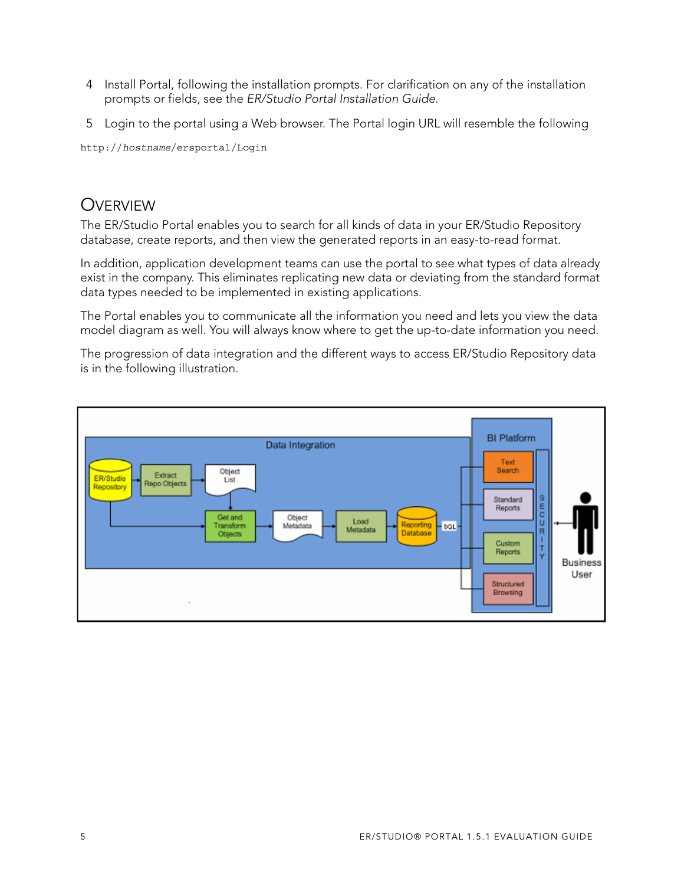4 Install Portal, following the installation prompts. For clarification on any of the installation prompts or fields, see the *ER/Studio Portal Installation Guide*.

5 Login to the portal using a Web browser. The Portal login URL will resemble the following

```
http://hostname/ersportal/Login
```

## Overview

The ER/Studio Portal enables you to search for all kinds of data in your ER/Studio Repository database, create reports, and then view the generated reports in an easy-to-read format.

In addition, application development teams can use the portal to see what types of data already exist in the company. This eliminates replicating new data or deviating from the standard format data types needed to be implemented in existing applications.

The Portal enables you to communicate all the information you need and lets you view the data model diagram as well. You will always know where to get the up-to-date information you need.

The progression of data integration and the different ways to access ER/Studio Repository data is in the following illustration.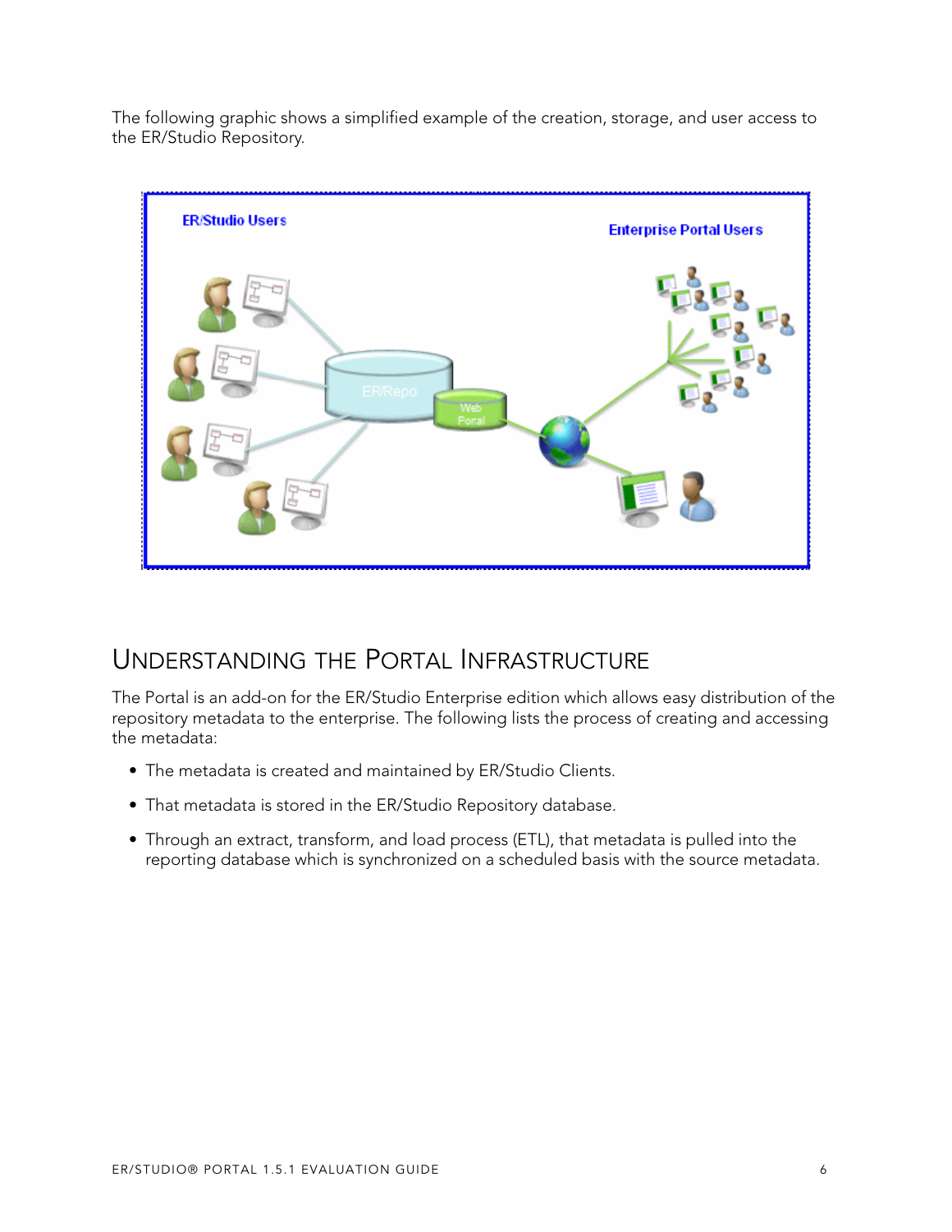The following graphic shows a simplified example of the creation, storage, and user access to the ER/Studio Repository.

## Understanding the Portal Infrastructure

The Portal is an add-on for the ER/Studio Enterprise edition which allows easy distribution of the repository metadata to the enterprise. The following lists the process of creating and accessing the metadata:

- The metadata is created and maintained by ER/Studio Clients.
- That metadata is stored in the ER/Studio Repository database.
- Through an extract, transform, and load process (ETL), that metadata is pulled into the reporting database which is synchronized on a scheduled basis with the source metadata.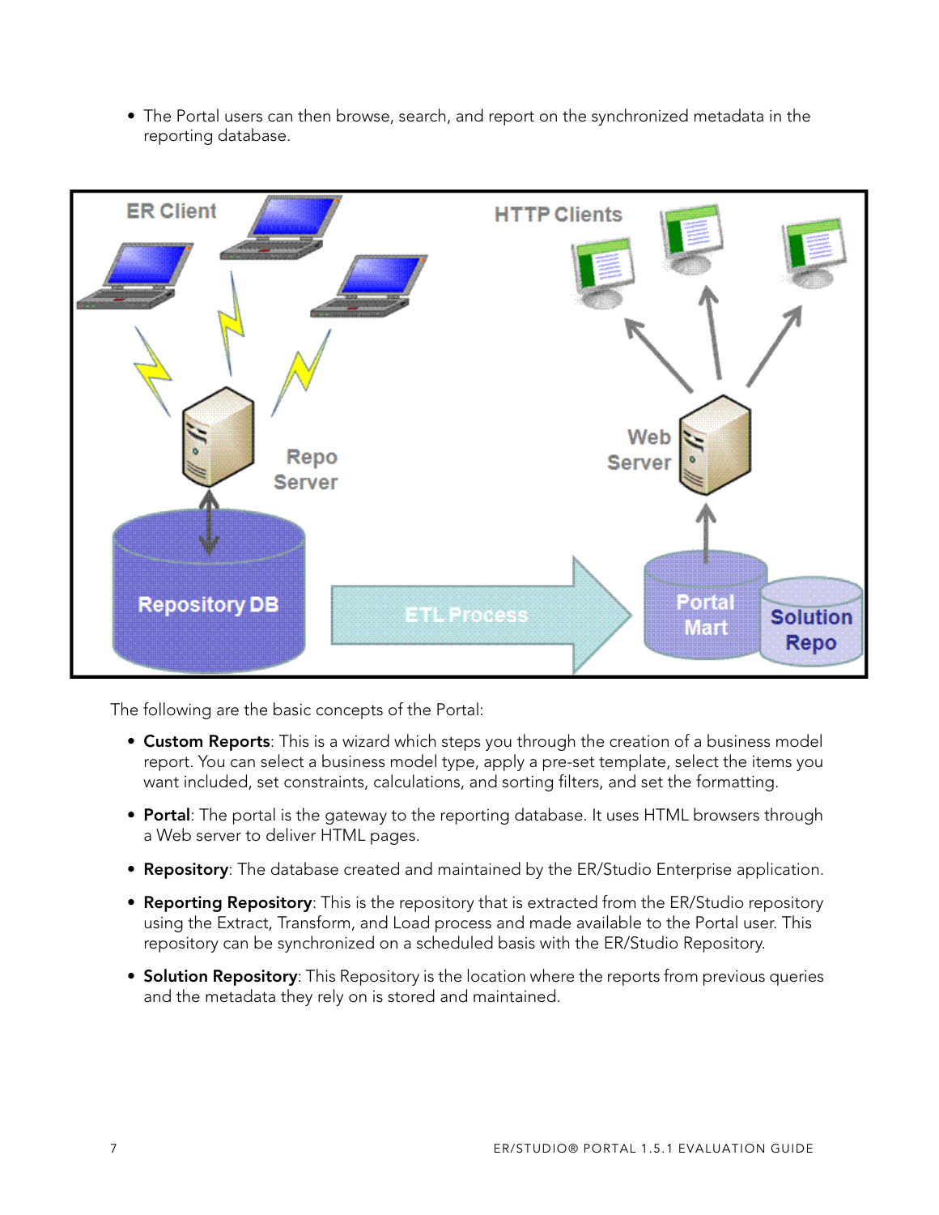- The Portal users can then browse, search, and report on the synchronized metadata in the reporting database.

The following are the basic concepts of the Portal:

- **Custom Reports**: This is a wizard which steps you through the creation of a business model report. You can select a business model type, apply a pre-set template, select the items you want included, set constraints, calculations, and sorting filters, and set the formatting.
- **Portal**: The portal is the gateway to the reporting database. It uses HTML browsers through a Web server to deliver HTML pages.
- **Repository**: The database created and maintained by the ER/Studio Enterprise application.
- **Reporting Repository**: This is the repository that is extracted from the ER/Studio repository using the Extract, Transform, and Load process and made available to the Portal user. This repository can be synchronized on a scheduled basis with the ER/Studio Repository.
- **Solution Repository**: This Repository is the location where the reports from previous queries and the metadata they rely on is stored and maintained.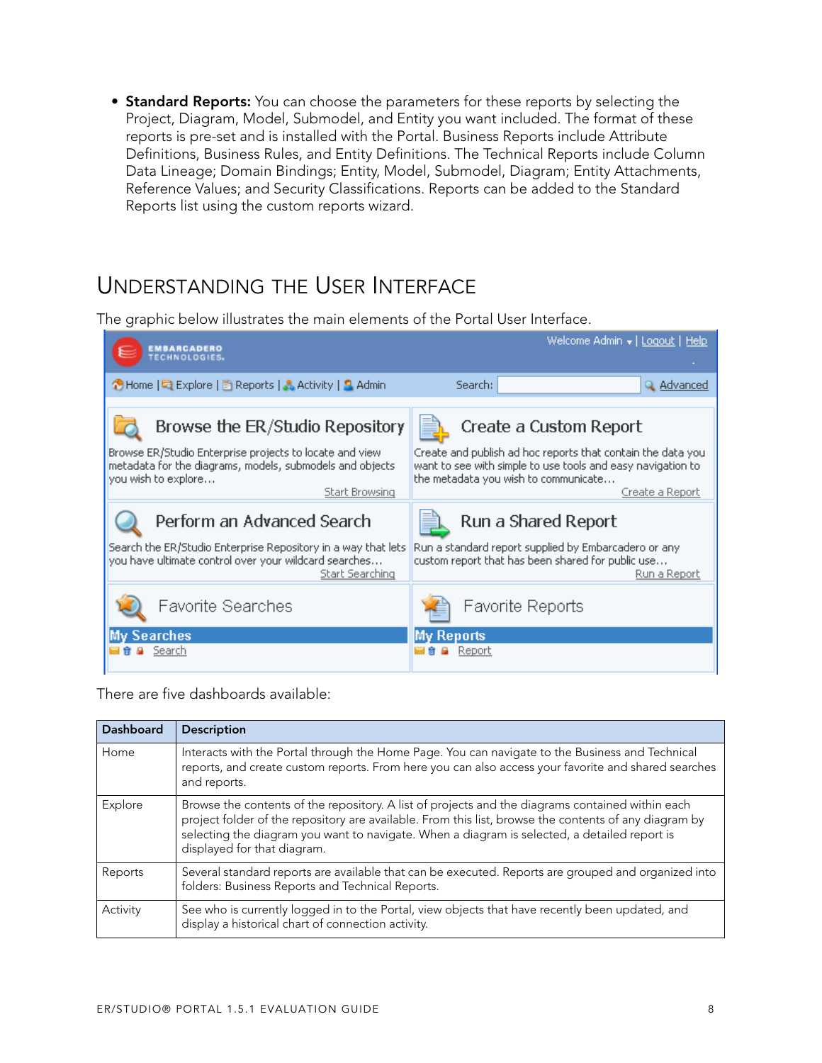- **Standard Reports:** You can choose the parameters for these reports by selecting the Project, Diagram, Model, Submodel, and Entity you want included. The format of these reports is pre-set and is installed with the Portal. Business Reports include Attribute Definitions, Business Rules, and Entity Definitions. The Technical Reports include Column Data Lineage; Domain Bindings; Entity, Model, Submodel, Diagram; Entity Attachments, Reference Values; and Security Classifications. Reports can be added to the Standard Reports list using the custom reports wizard.

## Understanding the User Interface

The graphic below illustrates the main elements of the Portal User Interface.

There are five dashboards available:

| Dashboard | Description |
|---|---|
| Home | Interacts with the Portal through the Home Page. You can navigate to the Business and Technical reports, and create custom reports. From here you can also access your favorite and shared searches and reports. |
| Explore | Browse the contents of the repository. A list of projects and the diagrams contained within each project folder of the repository are available. From this list, browse the contents of any diagram by selecting the diagram you want to navigate. When a diagram is selected, a detailed report is displayed for that diagram. |
| Reports | Several standard reports are available that can be executed. Reports are grouped and organized into folders: Business Reports and Technical Reports. |
| Activity | See who is currently logged in to the Portal, view objects that have recently been updated, and display a historical chart of connection activity. |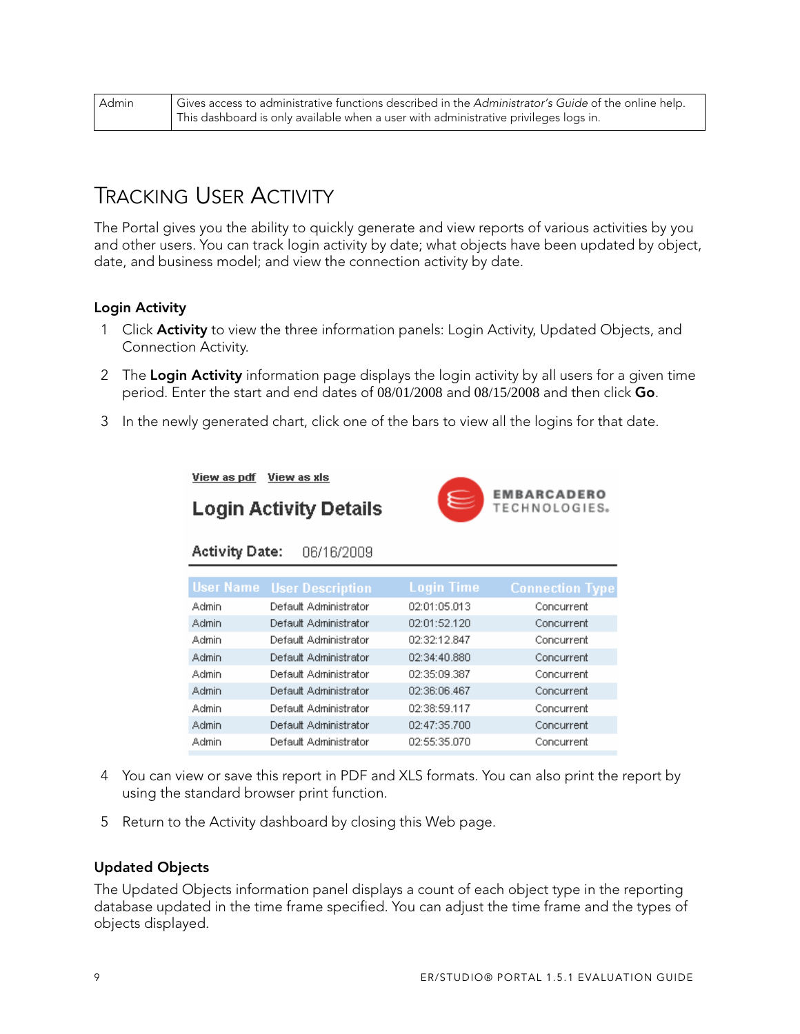| Admin | Gives access to administrative functions described in the *Administrator's Guide* of the online help. This dashboard is only available when a user with administrative privileges logs in. |
|---|---|

## Tracking User Activity

The Portal gives you the ability to quickly generate and view reports of various activities by you and other users. You can track login activity by date; what objects have been updated by object, date, and business model; and view the connection activity by date.

### Login Activity

1. Click **Activity** to view the three information panels: Login Activity, Updated Objects, and Connection Activity.
2. The **Login Activity** information page displays the login activity by all users for a given time period. Enter the start and end dates of 08/01/2008 and 08/15/2008 and then click **Go**.
3. In the newly generated chart, click one of the bars to view all the logins for that date.

View as pdf   View as xls

**Login Activity Details**

EMBARCADERO TECHNOLOGIES

**Activity Date:** 06/16/2009

| User Name | User Description | Login Time | Connection Type |
|---|---|---|---|
| Admin | Default Administrator | 02:01:05.013 | Concurrent |
| Admin | Default Administrator | 02:01:52.120 | Concurrent |
| Admin | Default Administrator | 02:32:12.847 | Concurrent |
| Admin | Default Administrator | 02:34:40.880 | Concurrent |
| Admin | Default Administrator | 02:35:09.387 | Concurrent |
| Admin | Default Administrator | 02:36:06.467 | Concurrent |
| Admin | Default Administrator | 02:38:59.117 | Concurrent |
| Admin | Default Administrator | 02:47:35.700 | Concurrent |
| Admin | Default Administrator | 02:55:35.070 | Concurrent |

4. You can view or save this report in PDF and XLS formats. You can also print the report by using the standard browser print function.
5. Return to the Activity dashboard by closing this Web page.

### Updated Objects

The Updated Objects information panel displays a count of each object type in the reporting database updated in the time frame specified. You can adjust the time frame and the types of objects displayed.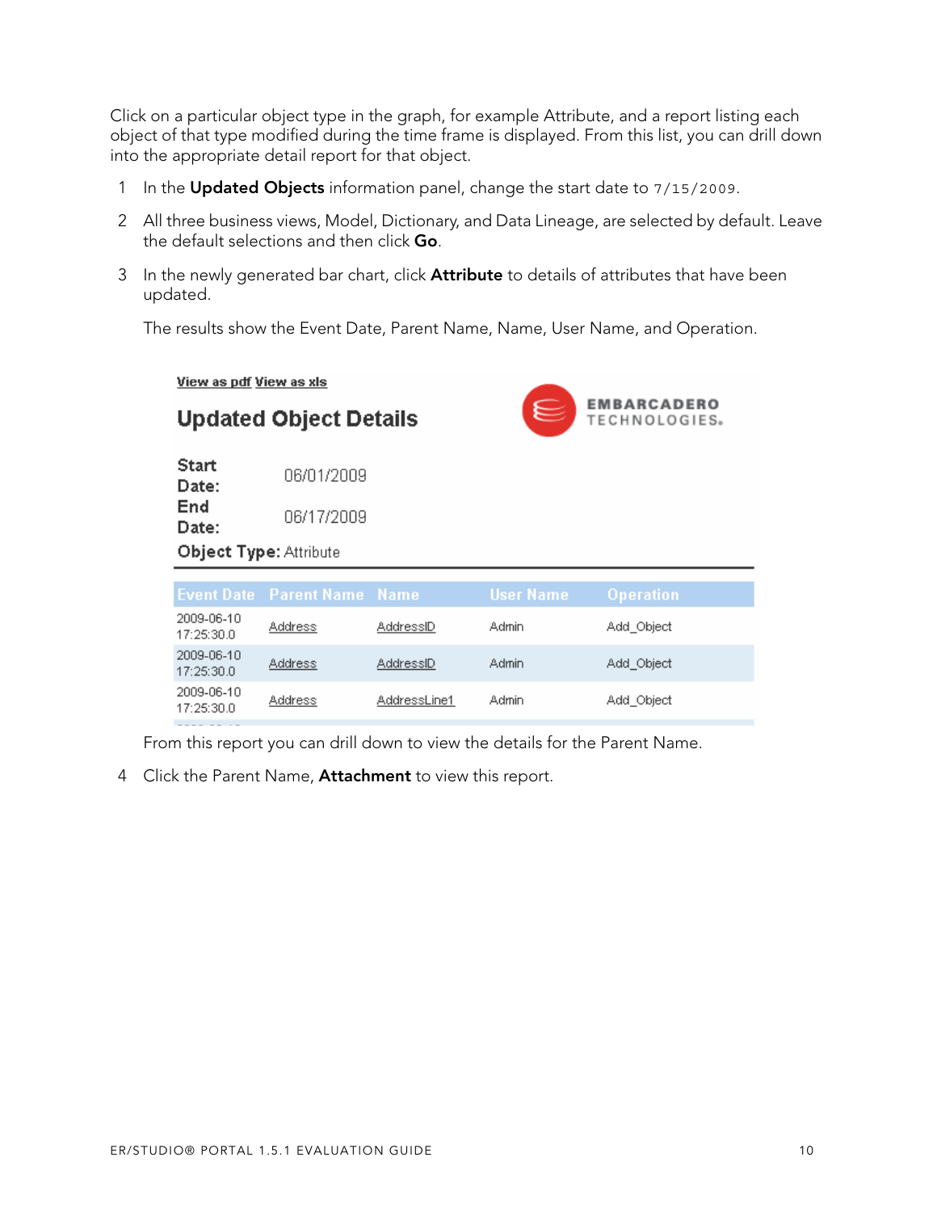Click on a particular object type in the graph, for example Attribute, and a report listing each object of that type modified during the time frame is displayed. From this list, you can drill down into the appropriate detail report for that object.

1. In the **Updated Objects** information panel, change the start date to `7/15/2009`.
2. All three business views, Model, Dictionary, and Data Lineage, are selected by default. Leave the default selections and then click **Go**.
3. In the newly generated bar chart, click **Attribute** to details of attributes that have been updated.

   The results show the Event Date, Parent Name, Name, User Name, and Operation.

   View as pdf View as xls

   **Updated Object Details**

   EMBARCADERO TECHNOLOGIES.

   **Start Date:** 06/01/2009
   **End Date:** 06/17/2009
   **Object Type:** Attribute

   | Event Date | Parent Name | Name | User Name | Operation |
   |---|---|---|---|---|
   | 2009-06-10 17:25:30.0 | Address | AddressID | Admin | Add_Object |
   | 2009-06-10 17:25:30.0 | Address | AddressID | Admin | Add_Object |
   | 2009-06-10 17:25:30.0 | Address | AddressLine1 | Admin | Add_Object |

   From this report you can drill down to view the details for the Parent Name.

4. Click the Parent Name, **Attachment** to view this report.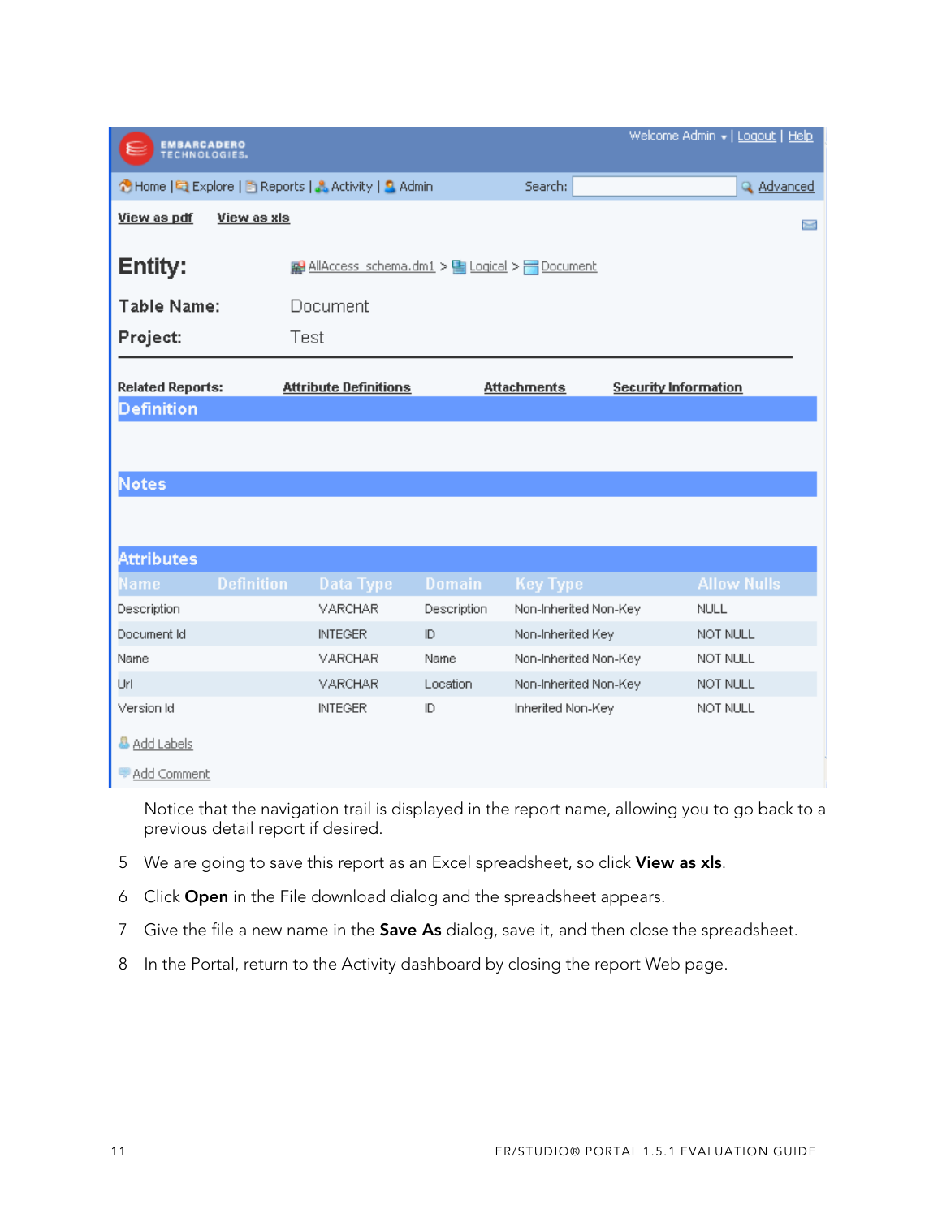Welcome Admin | Logout | Help

Home | Explore | Reports | Activity | Admin        Search:        Advanced

View as pdf    View as xls

**Entity:** AllAccess_schema.dm1 > Logical > Document

**Table Name:** Document

**Project:** Test

**Related Reports:** Attribute Definitions    Attachments    Security Information

**Definition**

**Notes**

**Attributes**

| Name | Definition | Data Type | Domain | Key Type | Allow Nulls |
|---|---|---|---|---|---|
| Description | | VARCHAR | Description | Non-Inherited Non-Key | NULL |
| Document Id | | INTEGER | ID | Non-Inherited Key | NOT NULL |
| Name | | VARCHAR | Name | Non-Inherited Non-Key | NOT NULL |
| Url | | VARCHAR | Location | Non-Inherited Non-Key | NOT NULL |
| Version Id | | INTEGER | ID | Inherited Non-Key | NOT NULL |

Add Labels

Add Comment

Notice that the navigation trail is displayed in the report name, allowing you to go back to a previous detail report if desired.

5 We are going to save this report as an Excel spreadsheet, so click **View as xls**.

6 Click **Open** in the File download dialog and the spreadsheet appears.

7 Give the file a new name in the **Save As** dialog, save it, and then close the spreadsheet.

8 In the Portal, return to the Activity dashboard by closing the report Web page.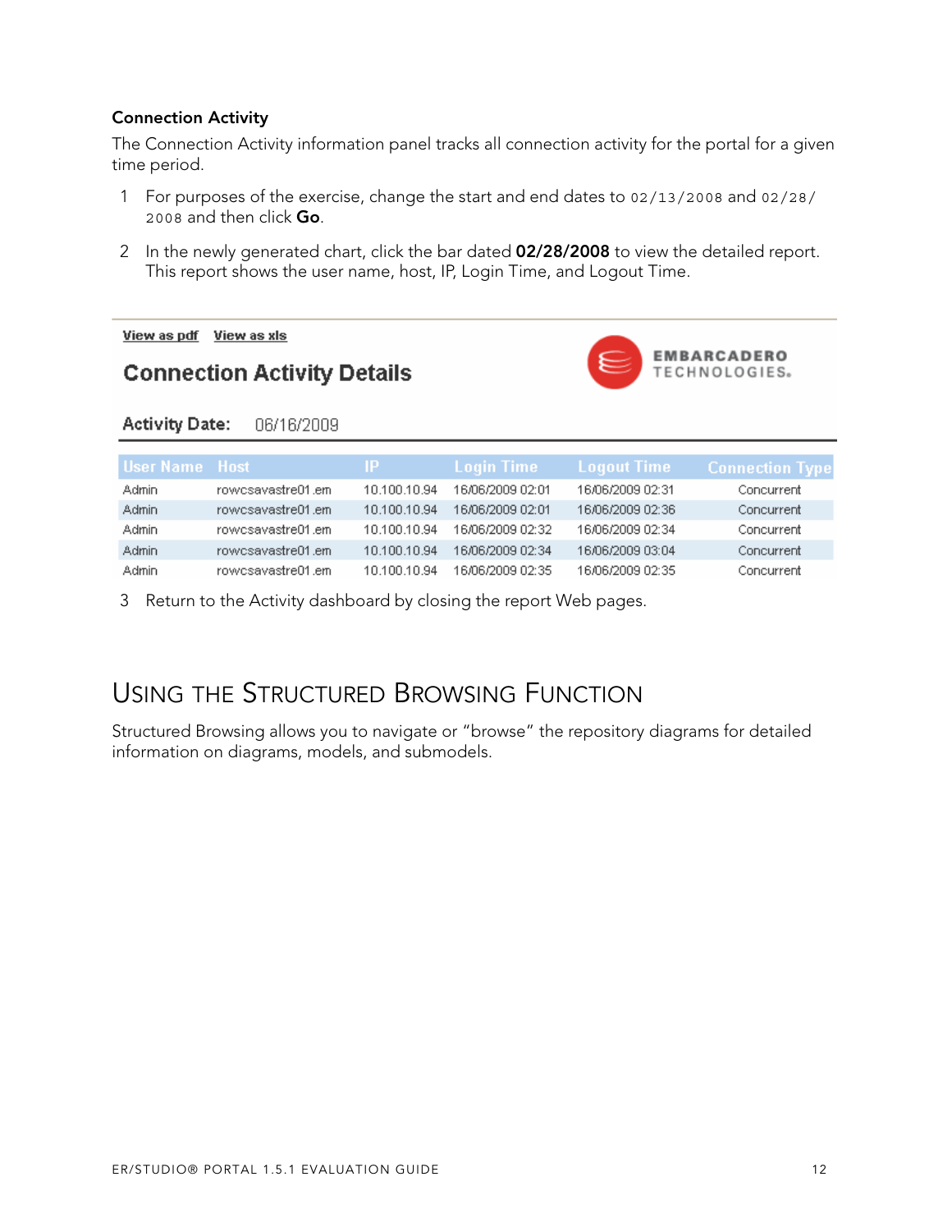### Connection Activity

The Connection Activity information panel tracks all connection activity for the portal for a given time period.

1. For purposes of the exercise, change the start and end dates to `02/13/2008` and `02/28/2008` and then click **Go**.
2. In the newly generated chart, click the bar dated **02/28/2008** to view the detailed report. This report shows the user name, host, IP, Login Time, and Logout Time.

View as pdf View as xls

**Connection Activity Details**

EMBARCADERO TECHNOLOGIES.

**Activity Date:** 06/16/2009

| User Name | Host | IP | Login Time | Logout Time | Connection Type |
|---|---|---|---|---|---|
| Admin | rowcsavastre01.em | 10.100.10.94 | 16/06/2009 02:01 | 16/06/2009 02:31 | Concurrent |
| Admin | rowcsavastre01.em | 10.100.10.94 | 16/06/2009 02:01 | 16/06/2009 02:36 | Concurrent |
| Admin | rowcsavastre01.em | 10.100.10.94 | 16/06/2009 02:32 | 16/06/2009 02:34 | Concurrent |
| Admin | rowcsavastre01.em | 10.100.10.94 | 16/06/2009 02:34 | 16/06/2009 03:04 | Concurrent |
| Admin | rowcsavastre01.em | 10.100.10.94 | 16/06/2009 02:35 | 16/06/2009 02:35 | Concurrent |

3. Return to the Activity dashboard by closing the report Web pages.

## Using the Structured Browsing Function

Structured Browsing allows you to navigate or "browse" the repository diagrams for detailed information on diagrams, models, and submodels.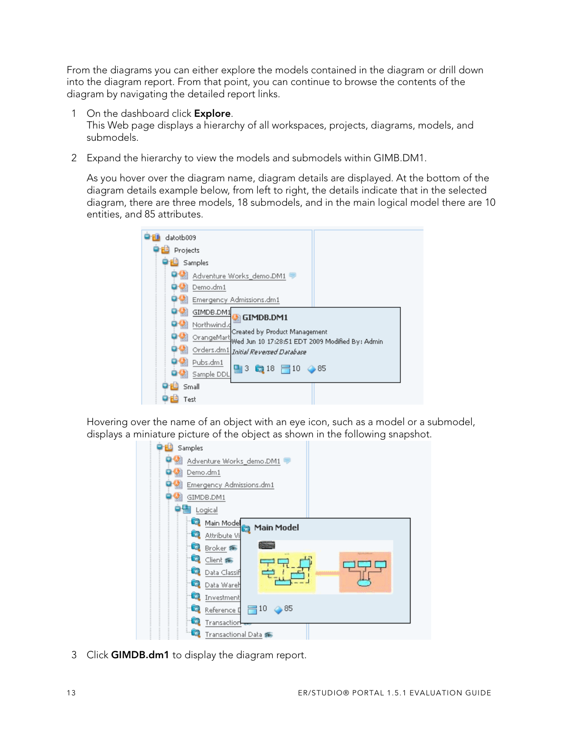From the diagrams you can either explore the models contained in the diagram or drill down into the diagram report. From that point, you can continue to browse the contents of the diagram by navigating the detailed report links.

1. On the dashboard click **Explore**.
   This Web page displays a hierarchy of all workspaces, projects, diagrams, models, and submodels.

2. Expand the hierarchy to view the models and submodels within GIMB.DM1.

   As you hover over the diagram name, diagram details are displayed. At the bottom of the diagram details example below, from left to right, the details indicate that in the selected diagram, there are three models, 18 submodels, and in the main logical model there are 10 entities, and 85 attributes.

   Hovering over the name of an object with an eye icon, such as a model or a submodel, displays a miniature picture of the object as shown in the following snapshot.

3. Click **GIMDB.dm1** to display the diagram report.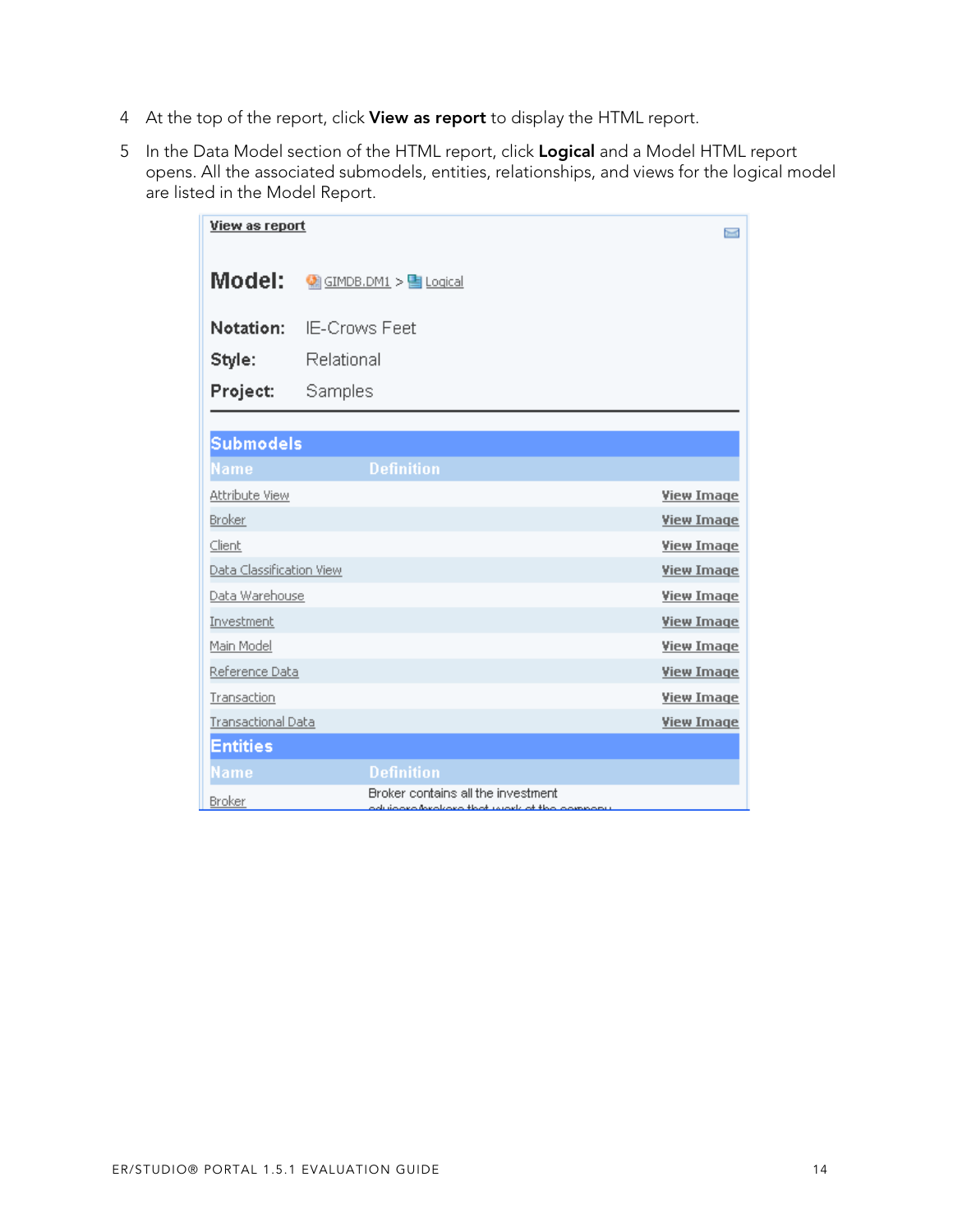4. At the top of the report, click **View as report** to display the HTML report.

5. In the Data Model section of the HTML report, click **Logical** and a Model HTML report opens. All the associated submodels, entities, relationships, and views for the logical model are listed in the Model Report.

View as report

**Model:** GIMDB.DM1 > Logical

**Notation:** IE-Crows Feet

**Style:** Relational

**Project:** Samples

**Submodels**

| Name | Definition | |
|---|---|---|
| Attribute View | | View Image |
| Broker | | View Image |
| Client | | View Image |
| Data Classification View | | View Image |
| Data Warehouse | | View Image |
| Investment | | View Image |
| Main Model | | View Image |
| Reference Data | | View Image |
| Transaction | | View Image |
| Transactional Data | | View Image |

**Entities**

| Name | Definition |
|---|---|
| Broker | Broker contains all the investment advisors/brokers that work at the company |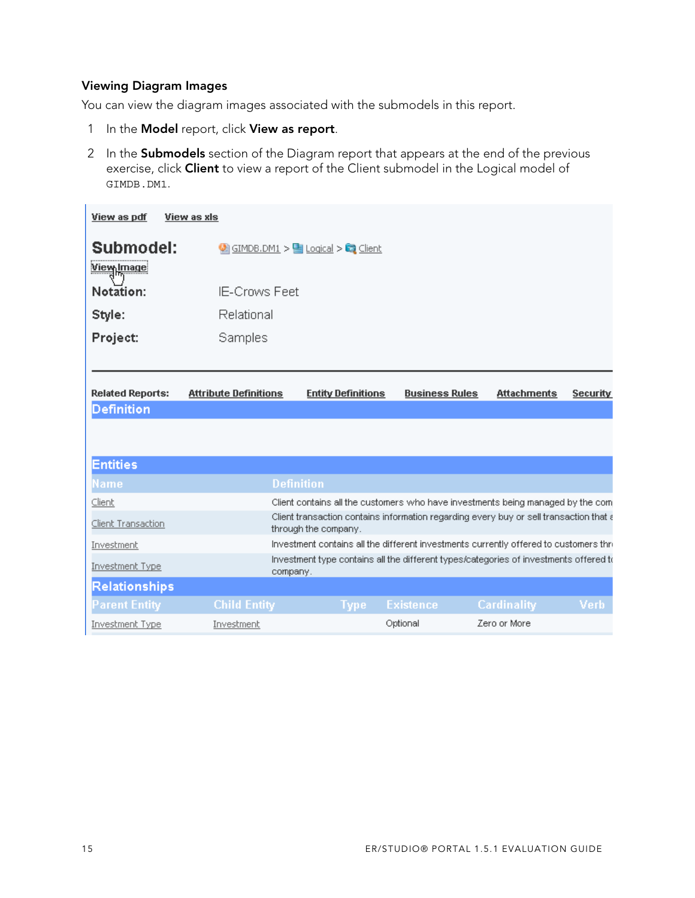### Viewing Diagram Images

You can view the diagram images associated with the submodels in this report.

1. In the **Model** report, click **View as report**.
2. In the **Submodels** section of the Diagram report that appears at the end of the previous exercise, click **Client** to view a report of the Client submodel in the Logical model of `GIMDB.DM1`.

View as pdf    View as xls

**Submodel:** GIMDB.DM1 > Logical > Client

View Image

**Notation:** IE-Crows Feet

**Style:** Relational

**Project:** Samples

**Related Reports:** Attribute Definitions    Entity Definitions    Business Rules    Attachments    Security

**Definition**

**Entities**

| Name | Definition |
| --- | --- |
| Client | Client contains all the customers who have investments being managed by the com |
| Client Transaction | Client transaction contains information regarding every buy or sell transaction that a through the company. |
| Investment | Investment contains all the different investments currently offered to customers thr |
| Investment Type | Investment type contains all the different types/categories of investments offered t company. |

**Relationships**

| Parent Entity | Child Entity | Type | Existence | Cardinality | Verb |
| --- | --- | --- | --- | --- | --- |
| Investment Type | Investment | | Optional | Zero or More | |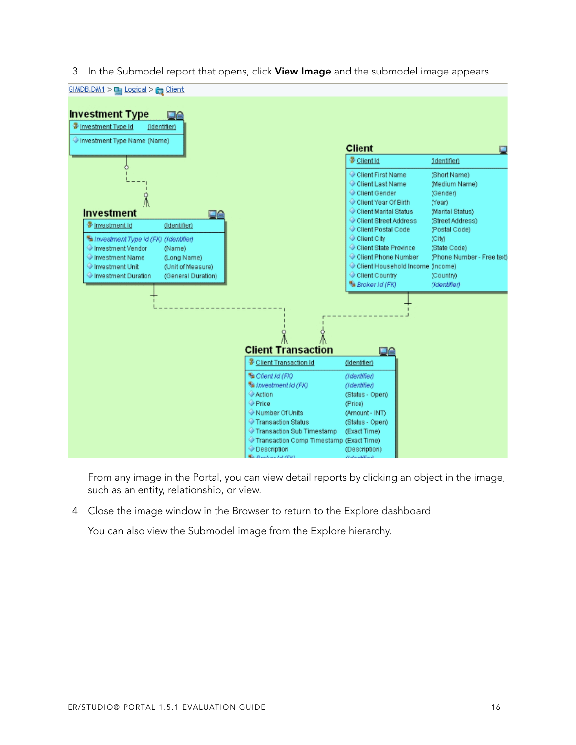3 In the Submodel report that opens, click **View Image** and the submodel image appears.

GIMDB.DM1 > Logical > Client

From any image in the Portal, you can view detail reports by clicking an object in the image, such as an entity, relationship, or view.

4 Close the image window in the Browser to return to the Explore dashboard.

You can also view the Submodel image from the Explore hierarchy.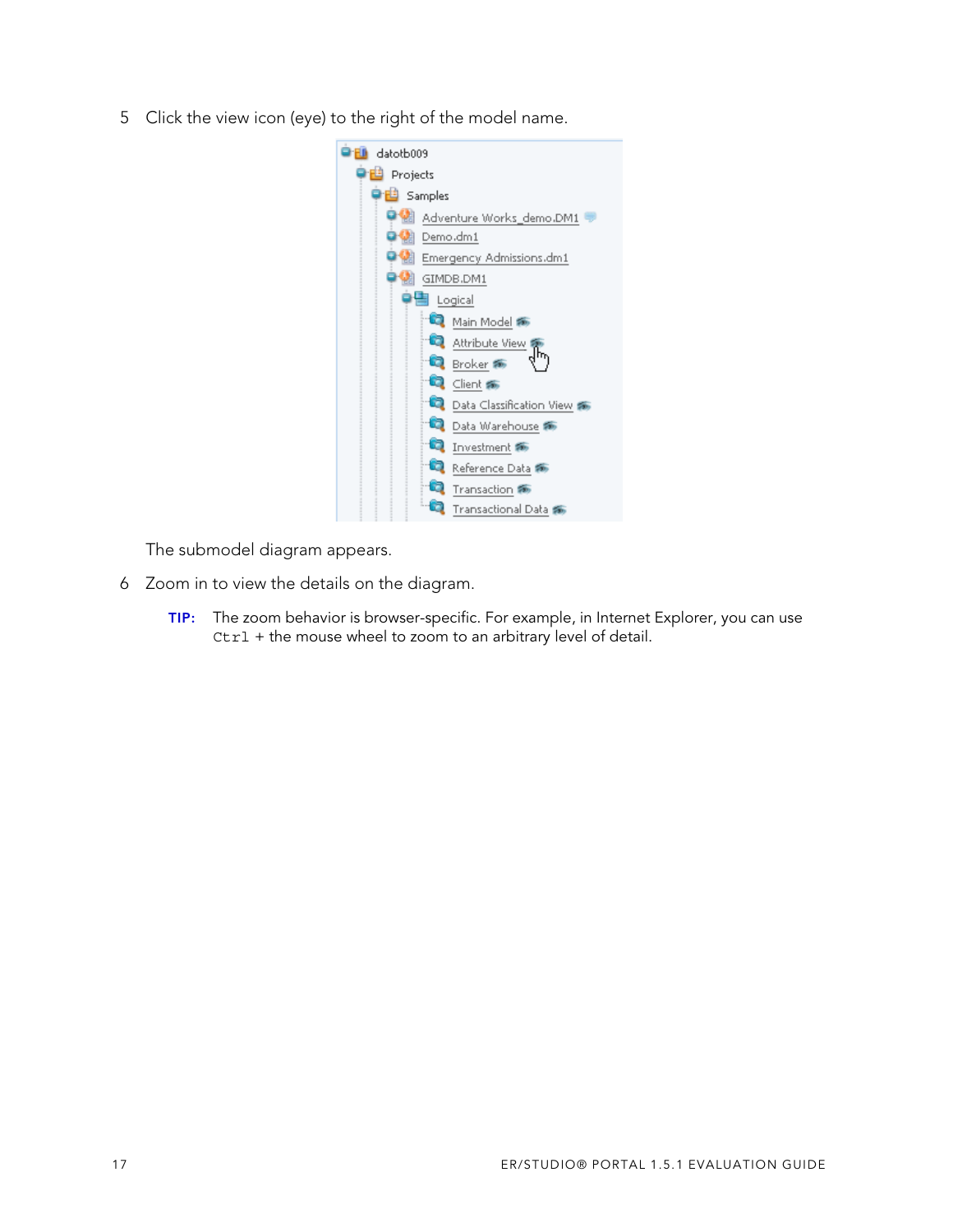5 Click the view icon (eye) to the right of the model name.

The submodel diagram appears.

6 Zoom in to view the details on the diagram.

**TIP:** The zoom behavior is browser-specific. For example, in Internet Explorer, you can use `Ctrl` + the mouse wheel to zoom to an arbitrary level of detail.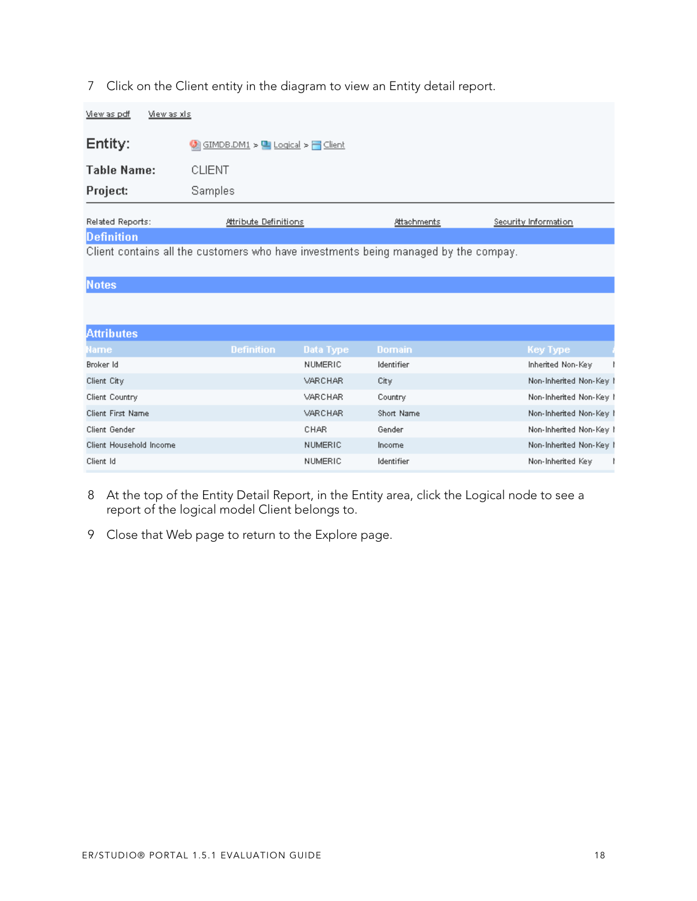7 Click on the Client entity in the diagram to view an Entity detail report.

View as pdf    View as xls

**Entity:** GIMDB.DM1 > Logical > Client

**Table Name:** CLIENT

**Project:** Samples

Related Reports: Attribute Definitions    Attachments    Security Information

**Definition**

Client contains all the customers who have investments being managed by the compay.

**Notes**

**Attributes**

| Name | Definition | Data Type | Domain | Key Type |
|---|---|---|---|---|
| Broker Id | | NUMERIC | Identifier | Inherited Non-Key |
| Client City | | VARCHAR | City | Non-Inherited Non-Key |
| Client Country | | VARCHAR | Country | Non-Inherited Non-Key |
| Client First Name | | VARCHAR | Short Name | Non-Inherited Non-Key |
| Client Gender | | CHAR | Gender | Non-Inherited Non-Key |
| Client Household Income | | NUMERIC | Income | Non-Inherited Non-Key |
| Client Id | | NUMERIC | Identifier | Non-Inherited Key |

8 At the top of the Entity Detail Report, in the Entity area, click the Logical node to see a report of the logical model Client belongs to.

9 Close that Web page to return to the Explore page.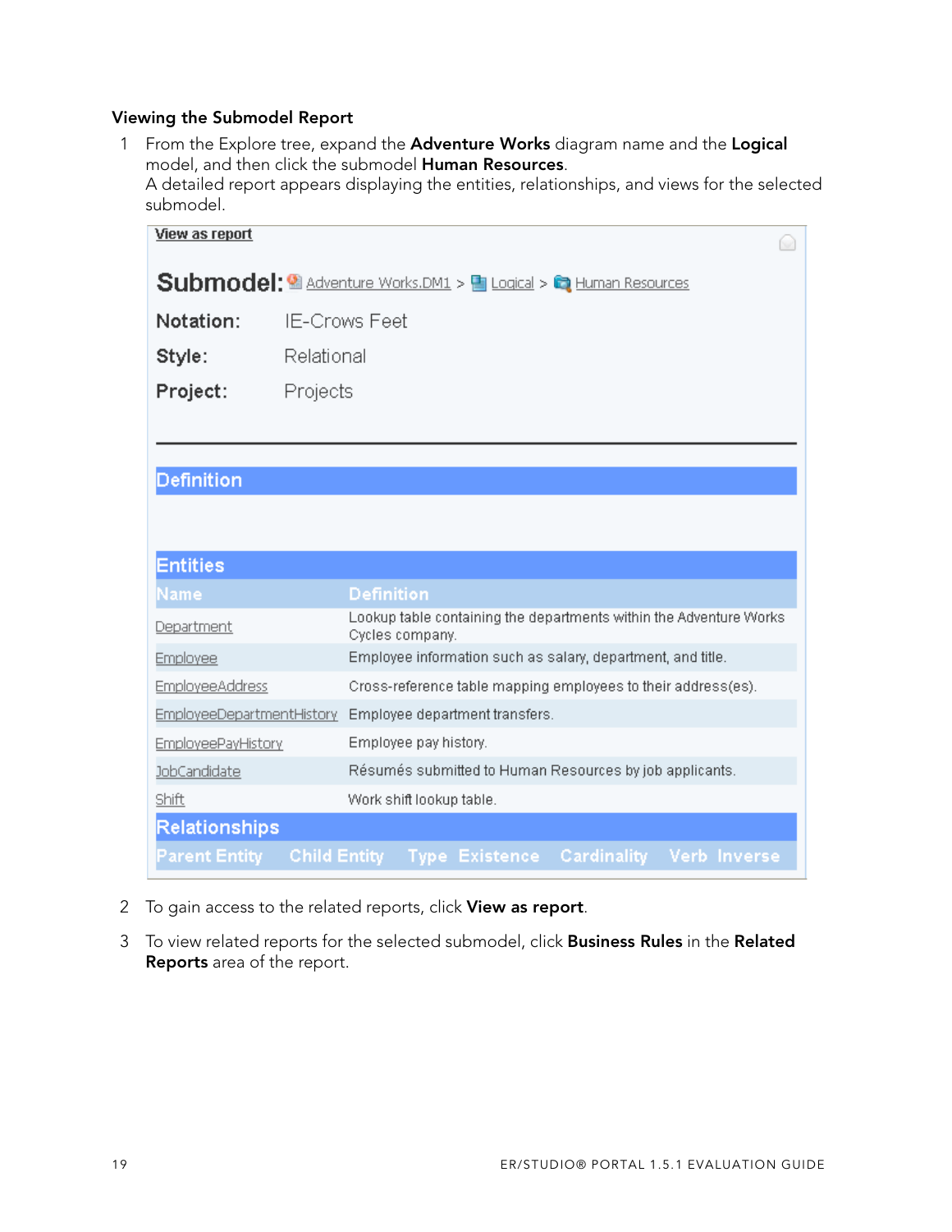### Viewing the Submodel Report

1. From the Explore tree, expand the **Adventure Works** diagram name and the **Logical** model, and then click the submodel **Human Resources**.
   A detailed report appears displaying the entities, relationships, and views for the selected submodel.

View as report

**Submodel:** Adventure Works.DM1 > Logical > Human Resources

**Notation:** IE-Crows Feet

**Style:** Relational

**Project:** Projects

**Definition**

**Entities**

| Name | Definition |
|---|---|
| Department | Lookup table containing the departments within the Adventure Works Cycles company. |
| Employee | Employee information such as salary, department, and title. |
| EmployeeAddress | Cross-reference table mapping employees to their address(es). |
| EmployeeDepartmentHistory | Employee department transfers. |
| EmployeePayHistory | Employee pay history. |
| JobCandidate | Résumés submitted to Human Resources by job applicants. |
| Shift | Work shift lookup table. |

**Relationships**

| Parent Entity | Child Entity | Type | Existence | Cardinality | Verb | Inverse |
|---|---|---|---|---|---|---|

2. To gain access to the related reports, click **View as report**.
3. To view related reports for the selected submodel, click **Business Rules** in the **Related Reports** area of the report.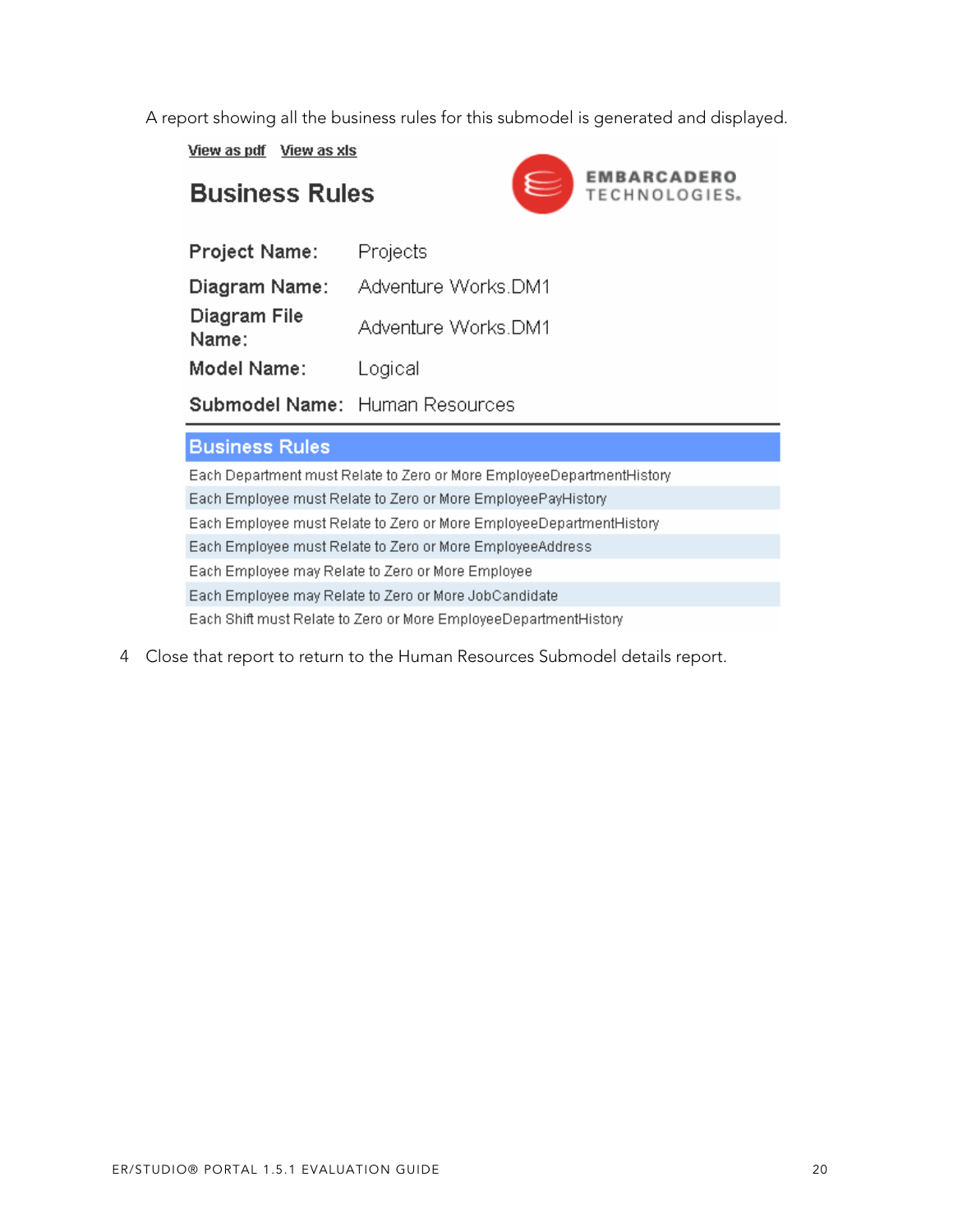A report showing all the business rules for this submodel is generated and displayed.

View as pdf    View as xls

## Business Rules

EMBARCADERO TECHNOLOGIES

| | |
|---|---|
| **Project Name:** | Projects |
| **Diagram Name:** | Adventure Works.DM1 |
| **Diagram File Name:** | Adventure Works.DM1 |
| **Model Name:** | Logical |
| **Submodel Name:** | Human Resources |

| Business Rules |
|---|
| Each Department must Relate to Zero or More EmployeeDepartmentHistory |
| Each Employee must Relate to Zero or More EmployeePayHistory |
| Each Employee must Relate to Zero or More EmployeeDepartmentHistory |
| Each Employee must Relate to Zero or More EmployeeAddress |
| Each Employee may Relate to Zero or More Employee |
| Each Employee may Relate to Zero or More JobCandidate |
| Each Shift must Relate to Zero or More EmployeeDepartmentHistory |

4 Close that report to return to the Human Resources Submodel details report.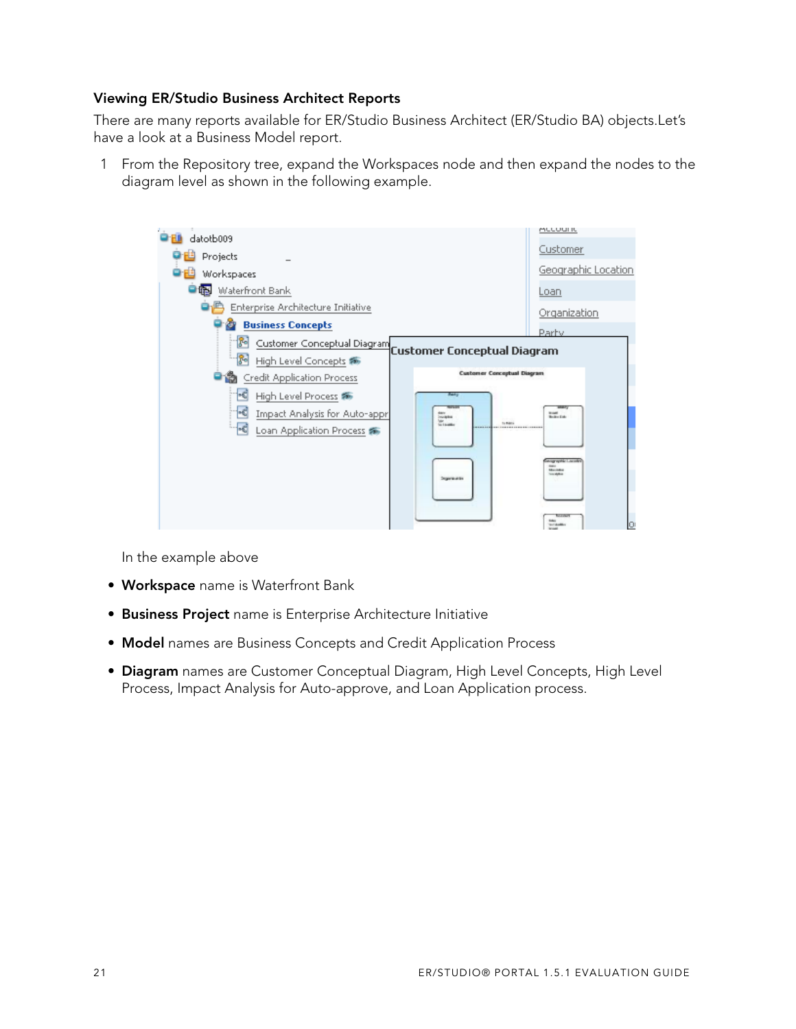### Viewing ER/Studio Business Architect Reports

There are many reports available for ER/Studio Business Architect (ER/Studio BA) objects.Let's have a look at a Business Model report.

1 From the Repository tree, expand the Workspaces node and then expand the nodes to the diagram level as shown in the following example.

In the example above

- **Workspace** name is Waterfront Bank
- **Business Project** name is Enterprise Architecture Initiative
- **Model** names are Business Concepts and Credit Application Process
- **Diagram** names are Customer Conceptual Diagram, High Level Concepts, High Level Process, Impact Analysis for Auto-approve, and Loan Application process.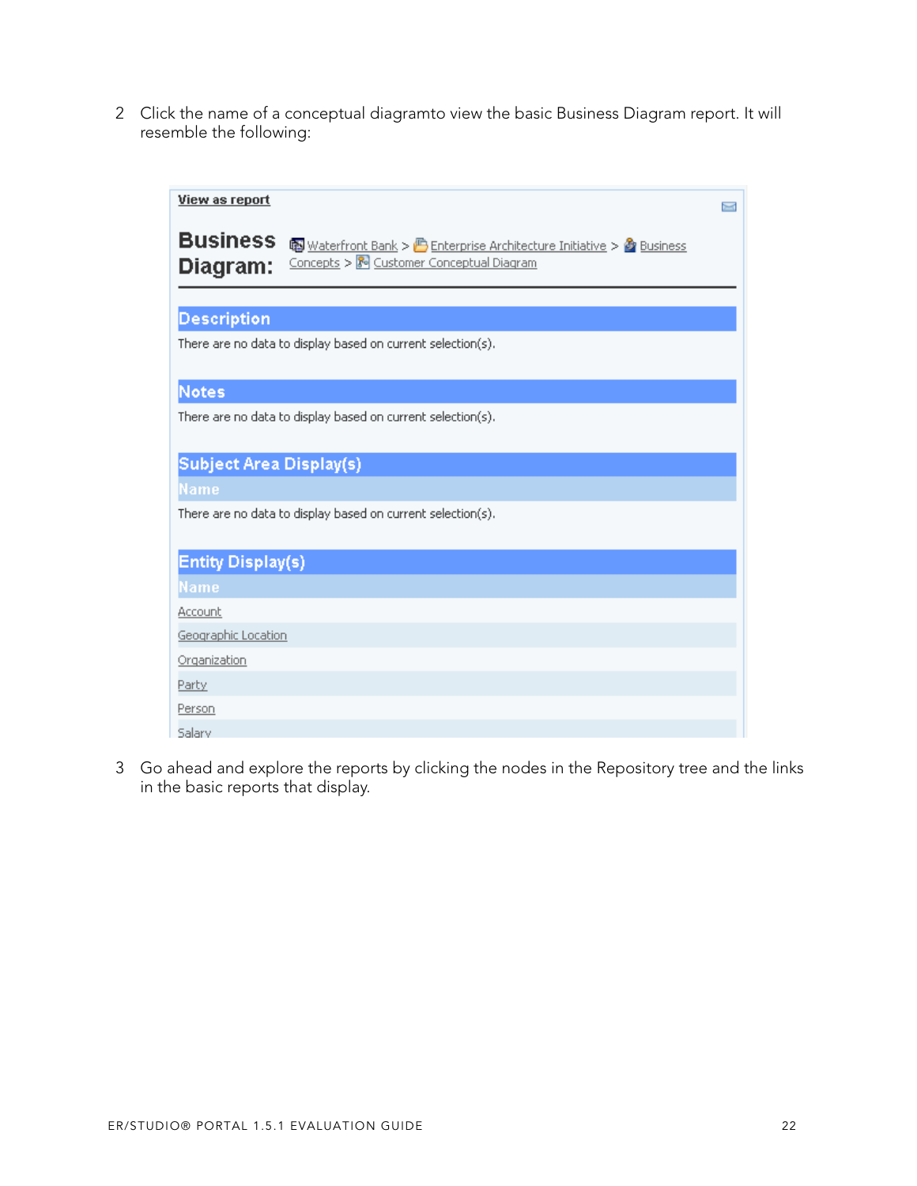2 Click the name of a conceptual diagramto view the basic Business Diagram report. It will resemble the following:

**View as report**

**Business Diagram:** Waterfront Bank > Enterprise Architecture Initiative > Business Concepts > Customer Conceptual Diagram

**Description**

There are no data to display based on current selection(s).

**Notes**

There are no data to display based on current selection(s).

**Subject Area Display(s)**

| Name |
|---|
| There are no data to display based on current selection(s). |

**Entity Display(s)**

| Name |
|---|
| Account |
| Geographic Location |
| Organization |
| Party |
| Person |
| Salary |

3 Go ahead and explore the reports by clicking the nodes in the Repository tree and the links in the basic reports that display.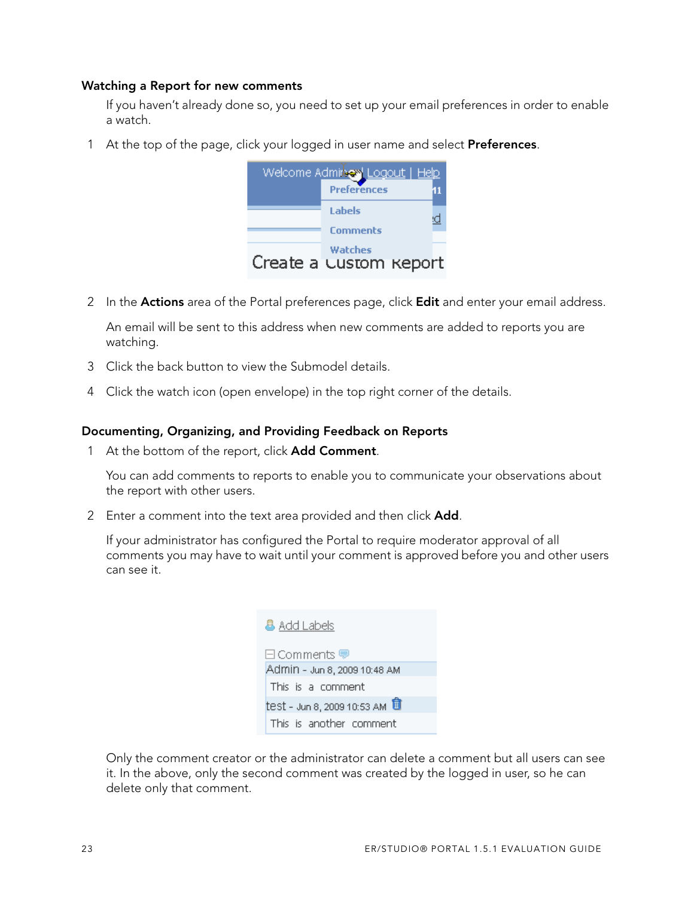### Watching a Report for new comments

If you haven't already done so, you need to set up your email preferences in order to enable a watch.

1. At the top of the page, click your logged in user name and select **Preferences**.

2. In the **Actions** area of the Portal preferences page, click **Edit** and enter your email address.

   An email will be sent to this address when new comments are added to reports you are watching.

3. Click the back button to view the Submodel details.

4. Click the watch icon (open envelope) in the top right corner of the details.

### Documenting, Organizing, and Providing Feedback on Reports

1. At the bottom of the report, click **Add Comment**.

   You can add comments to reports to enable you to communicate your observations about the report with other users.

2. Enter a comment into the text area provided and then click **Add**.

   If your administrator has configured the Portal to require moderator approval of all comments you may have to wait until your comment is approved before you and other users can see it.

   Only the comment creator or the administrator can delete a comment but all users can see it. In the above, only the second comment was created by the logged in user, so he can delete only that comment.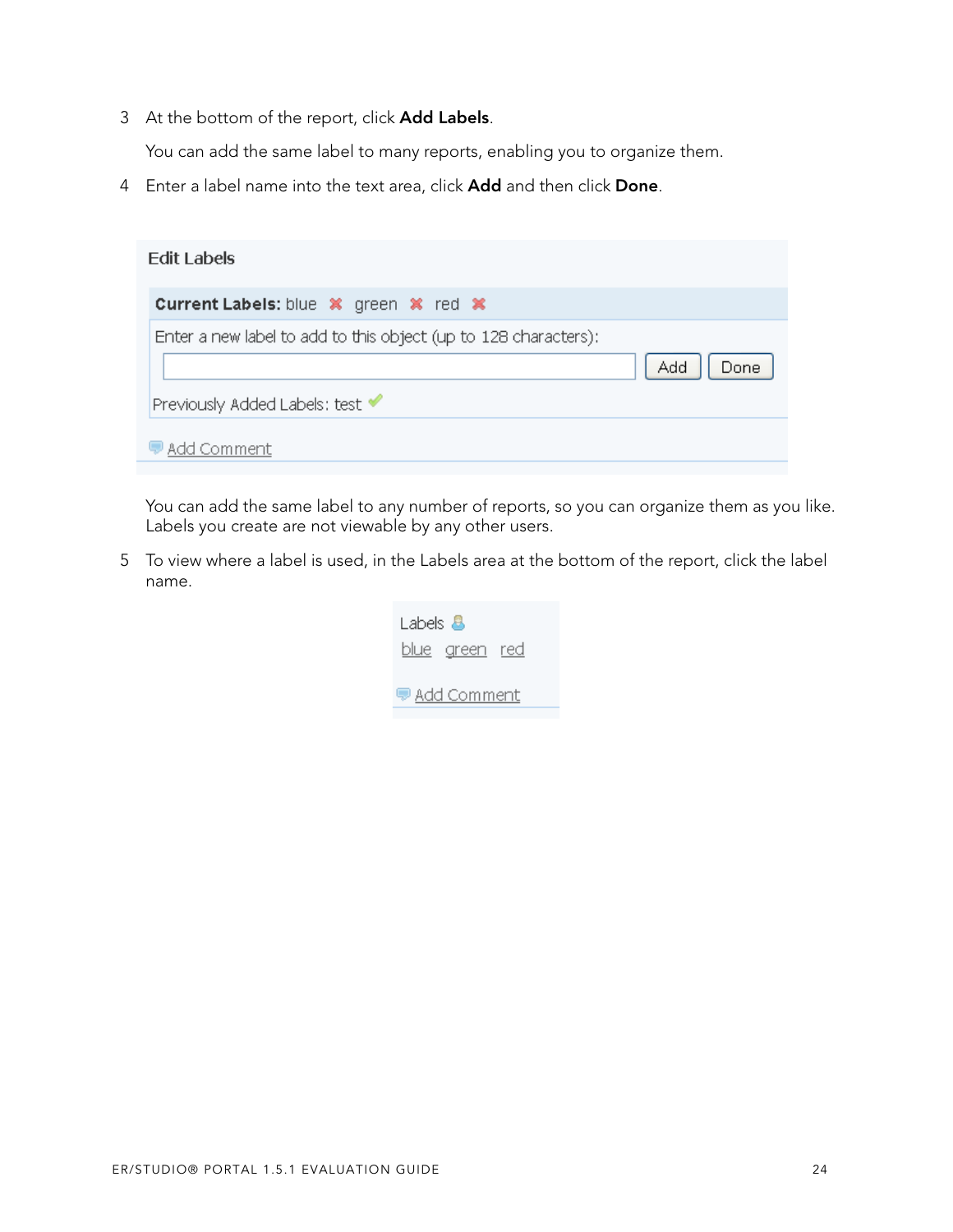3 At the bottom of the report, click **Add Labels**.

   You can add the same label to many reports, enabling you to organize them.

4 Enter a label name into the text area, click **Add** and then click **Done**.

   You can add the same label to any number of reports, so you can organize them as you like. Labels you create are not viewable by any other users.

5 To view where a label is used, in the Labels area at the bottom of the report, click the label name.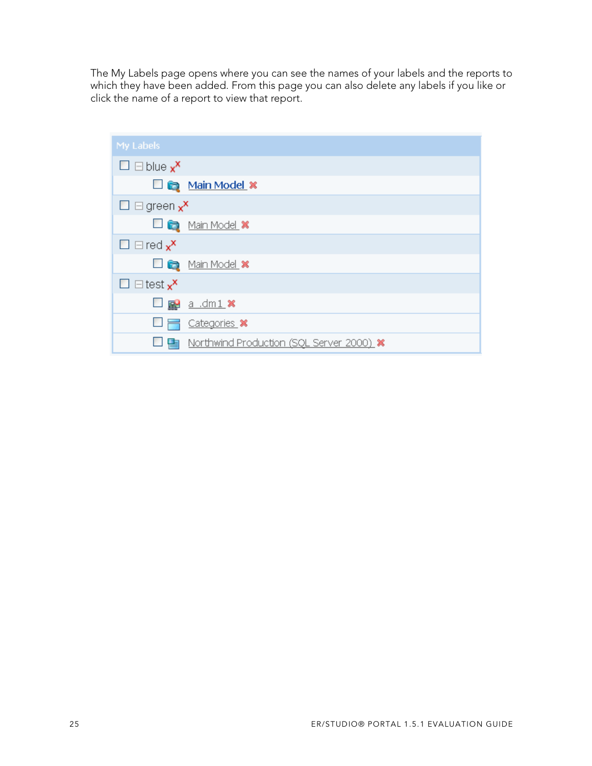The My Labels page opens where you can see the names of your labels and the reports to which they have been added. From this page you can also delete any labels if you like or click the name of a report to view that report.

My Labels

- blue
  - Main Model
- green
  - Main Model
- red
  - Main Model
- test
  - a .dm1
  - Categories
  - Northwind Production (SQL Server 2000)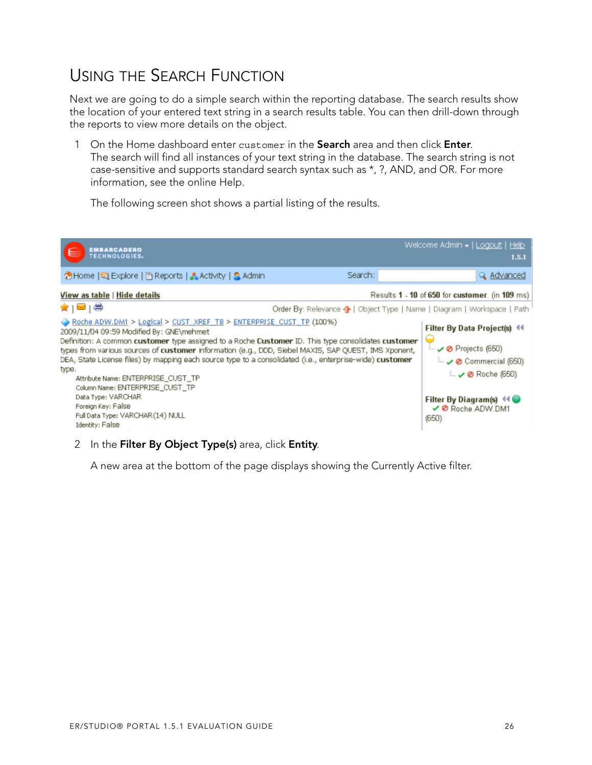# Using the Search Function

Next we are going to do a simple search within the reporting database. The search results show the location of your entered text string in a search results table. You can then drill-down through the reports to view more details on the object.

1. On the Home dashboard enter `customer` in the **Search** area and then click **Enter**.
   The search will find all instances of your text string in the database. The search string is not case-sensitive and supports standard search syntax such as *, ?, AND, and OR. For more information, see the online Help.

   The following screen shot shows a partial listing of the results.

2. In the **Filter By Object Type(s)** area, click **Entity**.

   A new area at the bottom of the page displays showing the Currently Active filter.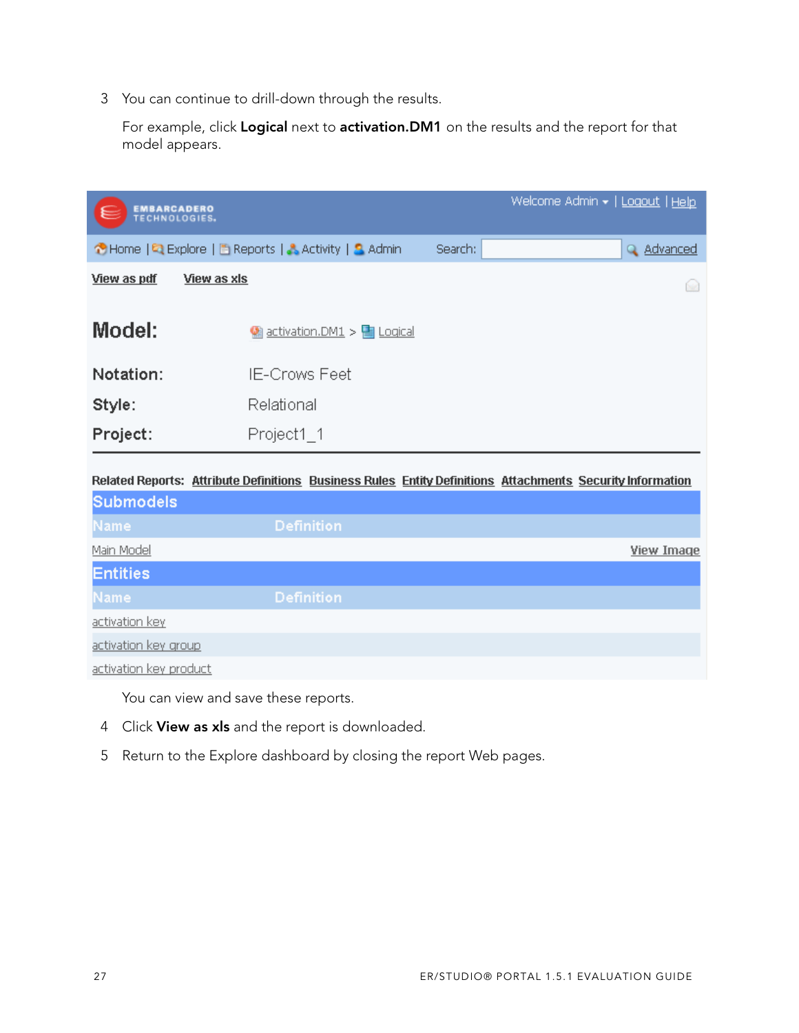3 You can continue to drill-down through the results.

For example, click **Logical** next to **activation.DM1** on the results and the report for that model appears.

EMBARCADERO TECHNOLOGIES.

Welcome Admin ▾ | Logout | Help

Home | Explore | Reports | Activity | Admin    Search: [          ] Advanced

View as pdf    View as xls

**Model:** activation.DM1 > Logical

**Notation:** IE-Crows Feet

**Style:** Relational

**Project:** Project1_1

**Related Reports:** Attribute Definitions  Business Rules  Entity Definitions  Attachments  Security Information

**Submodels**

| Name | Definition | |
|---|---|---|
| Main Model | | View Image |

**Entities**

| Name | Definition |
|---|---|
| activation key | |
| activation key group | |
| activation key product | |

You can view and save these reports.

4 Click **View as xls** and the report is downloaded.

5 Return to the Explore dashboard by closing the report Web pages.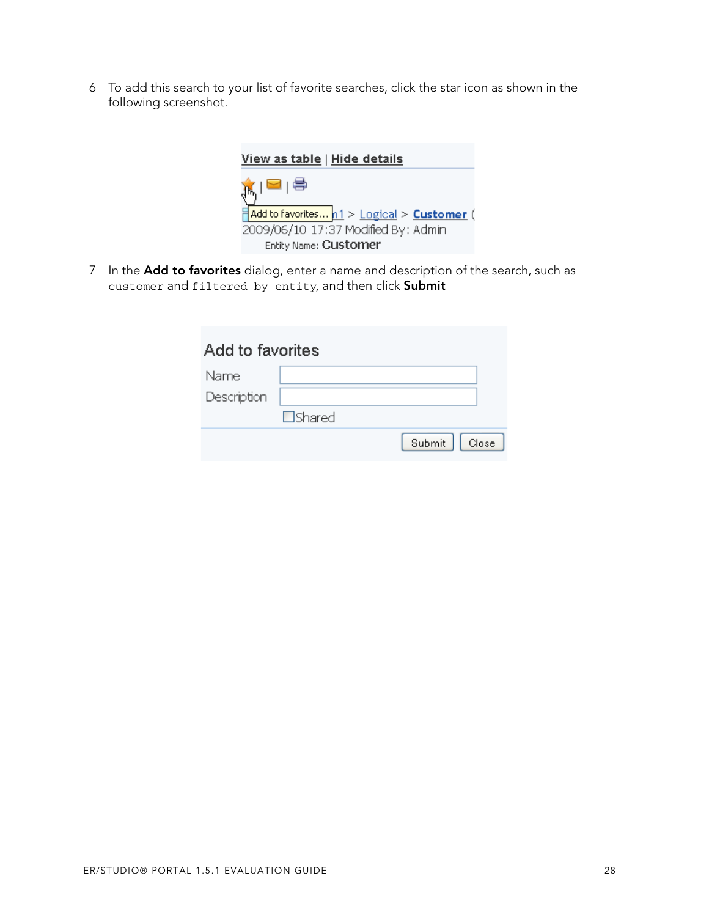6 To add this search to your list of favorite searches, click the star icon as shown in the following screenshot.

7 In the **Add to favorites** dialog, enter a name and description of the search, such as `customer` and `filtered by entity`, and then click **Submit**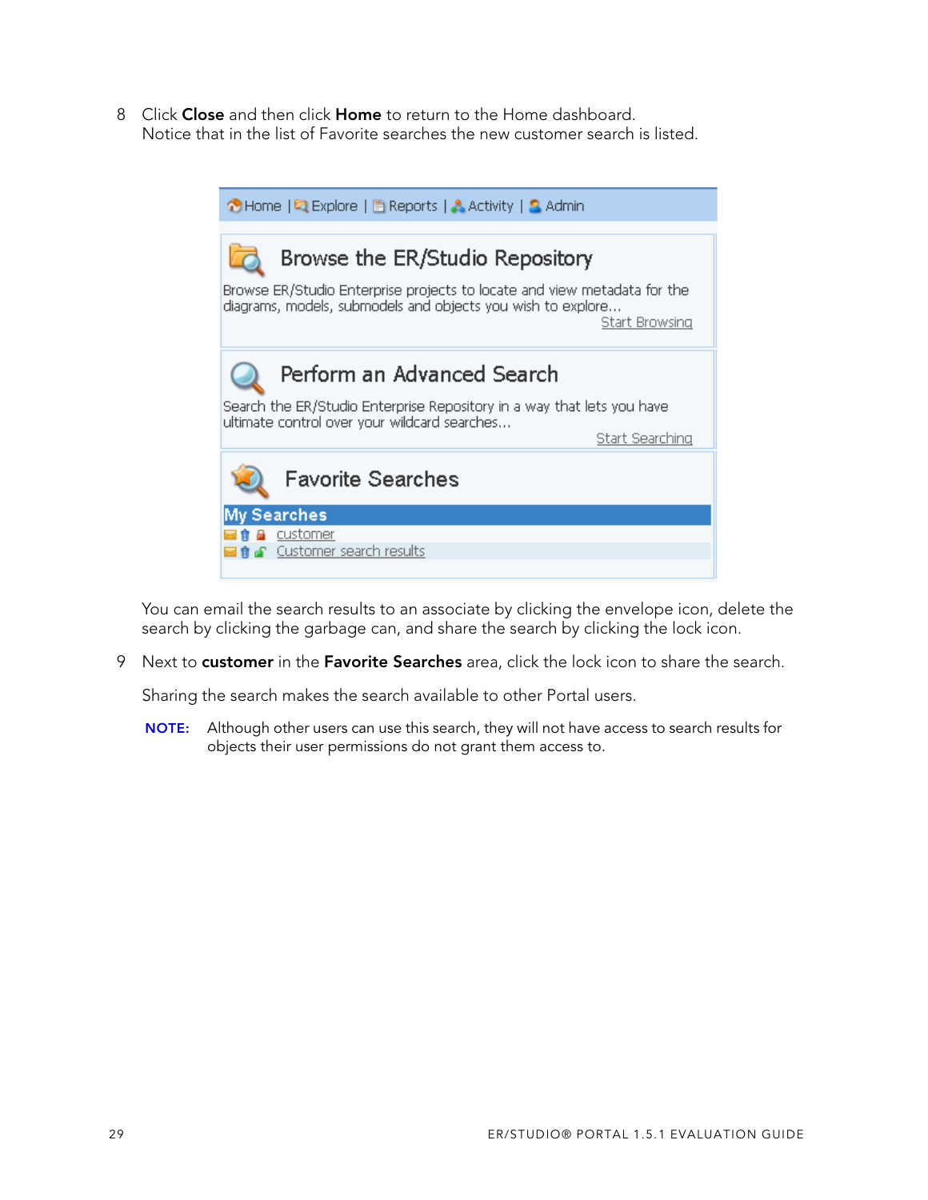8 Click **Close** and then click **Home** to return to the Home dashboard.
Notice that in the list of Favorite searches the new customer search is listed.

Home | Explore | Reports | Activity | Admin

Browse the ER/Studio Repository

Browse ER/Studio Enterprise projects to locate and view metadata for the diagrams, models, submodels and objects you wish to explore...
Start Browsing

Perform an Advanced Search

Search the ER/Studio Enterprise Repository in a way that lets you have ultimate control over your wildcard searches...
Start Searching

Favorite Searches

My Searches
customer
Customer search results

You can email the search results to an associate by clicking the envelope icon, delete the search by clicking the garbage can, and share the search by clicking the lock icon.

9 Next to **customer** in the **Favorite Searches** area, click the lock icon to share the search.

Sharing the search makes the search available to other Portal users.

**NOTE:** Although other users can use this search, they will not have access to search results for objects their user permissions do not grant them access to.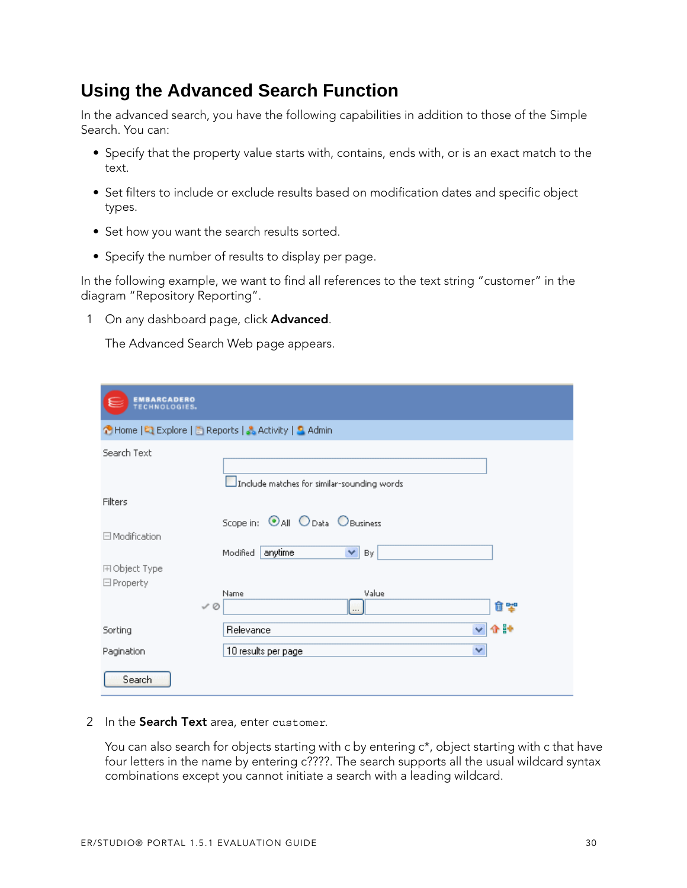# Using the Advanced Search Function

In the advanced search, you have the following capabilities in addition to those of the Simple Search. You can:

- Specify that the property value starts with, contains, ends with, or is an exact match to the text.
- Set filters to include or exclude results based on modification dates and specific object types.
- Set how you want the search results sorted.
- Specify the number of results to display per page.

In the following example, we want to find all references to the text string "customer" in the diagram "Repository Reporting".

1 On any dashboard page, click **Advanced**.

   The Advanced Search Web page appears.

2 In the **Search Text** area, enter `customer`.

   You can also search for objects starting with c by entering c*, object starting with c that have four letters in the name by entering c????. The search supports all the usual wildcard syntax combinations except you cannot initiate a search with a leading wildcard.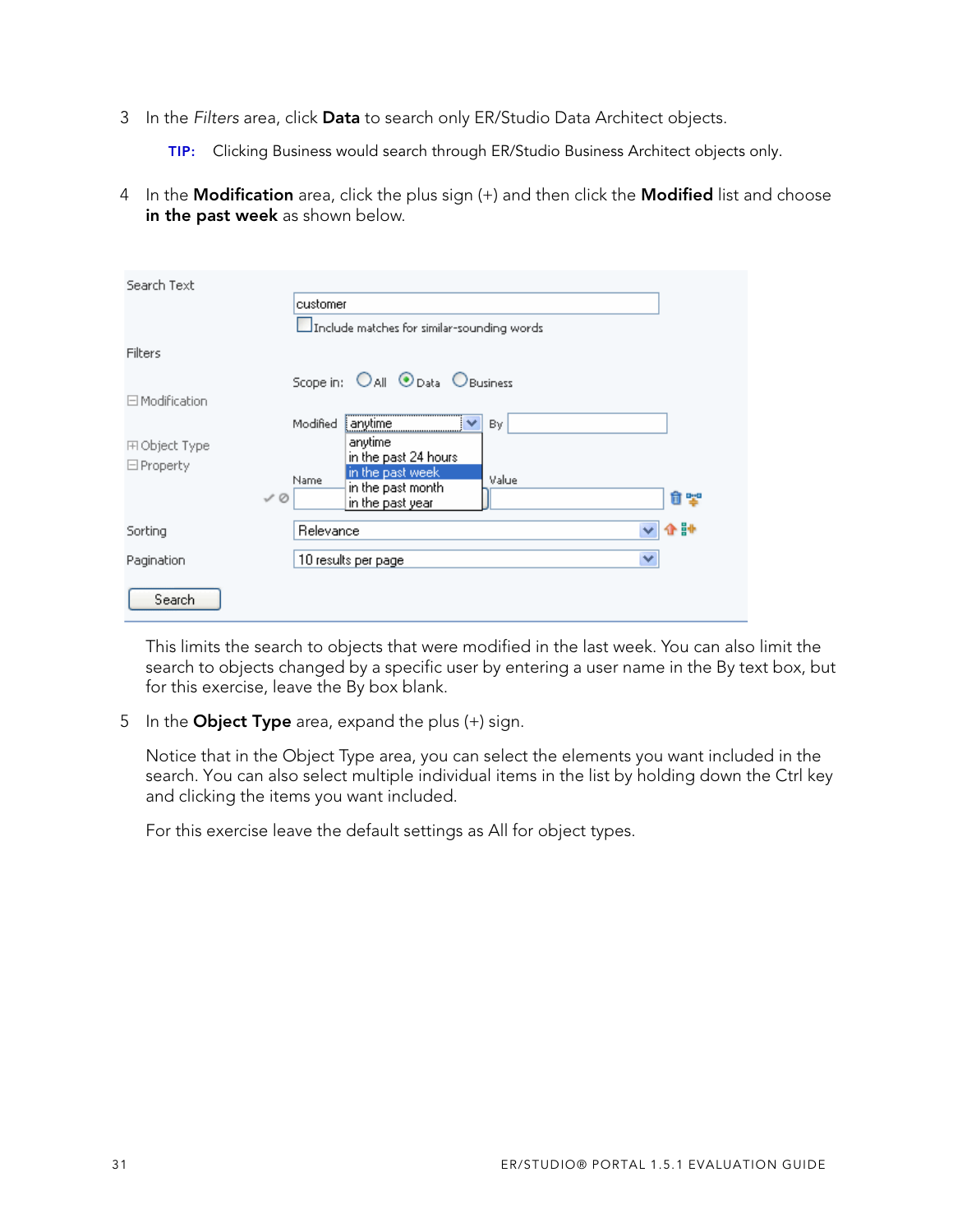3 In the *Filters* area, click **Data** to search only ER/Studio Data Architect objects.

   **TIP:** Clicking Business would search through ER/Studio Business Architect objects only.

4 In the **Modification** area, click the plus sign (+) and then click the **Modified** list and choose **in the past week** as shown below.

   This limits the search to objects that were modified in the last week. You can also limit the search to objects changed by a specific user by entering a user name in the By text box, but for this exercise, leave the By box blank.

5 In the **Object Type** area, expand the plus (+) sign.

   Notice that in the Object Type area, you can select the elements you want included in the search. You can also select multiple individual items in the list by holding down the Ctrl key and clicking the items you want included.

   For this exercise leave the default settings as All for object types.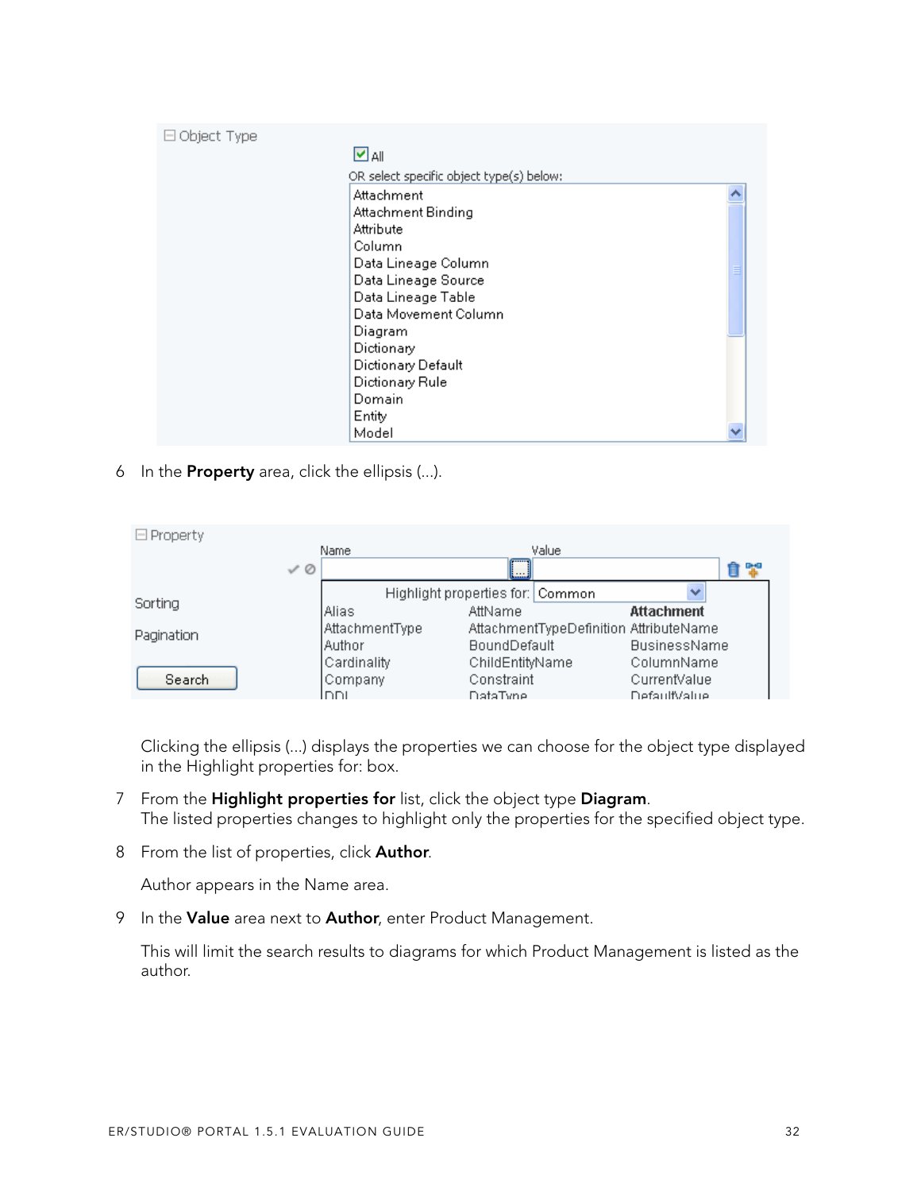6 In the **Property** area, click the ellipsis (...).

Clicking the ellipsis (...) displays the properties we can choose for the object type displayed in the Highlight properties for: box.

7 From the **Highlight properties for** list, click the object type **Diagram**.
The listed properties changes to highlight only the properties for the specified object type.

8 From the list of properties, click **Author**.

Author appears in the Name area.

9 In the **Value** area next to **Author**, enter Product Management.

This will limit the search results to diagrams for which Product Management is listed as the author.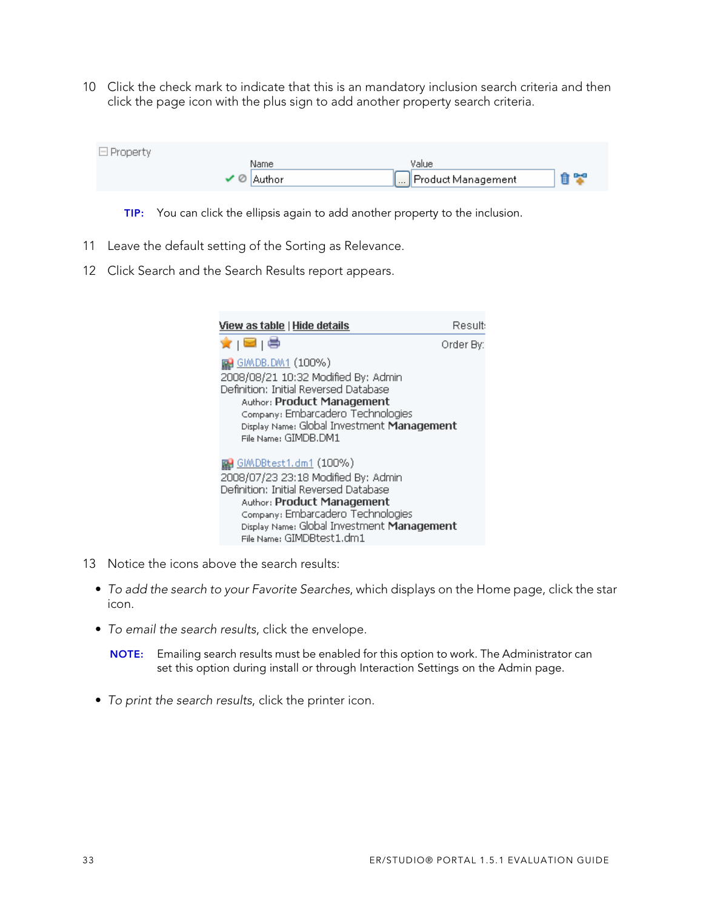10 Click the check mark to indicate that this is an mandatory inclusion search criteria and then click the page icon with the plus sign to add another property search criteria.

**TIP:** You can click the ellipsis again to add another property to the inclusion.

11 Leave the default setting of the Sorting as Relevance.

12 Click Search and the Search Results report appears.

13 Notice the icons above the search results:

- *To add the search to your Favorite Searches*, which displays on the Home page, click the star icon.
- *To email the search results*, click the envelope.

  **NOTE:** Emailing search results must be enabled for this option to work. The Administrator can set this option during install or through Interaction Settings on the Admin page.

- *To print the search results*, click the printer icon.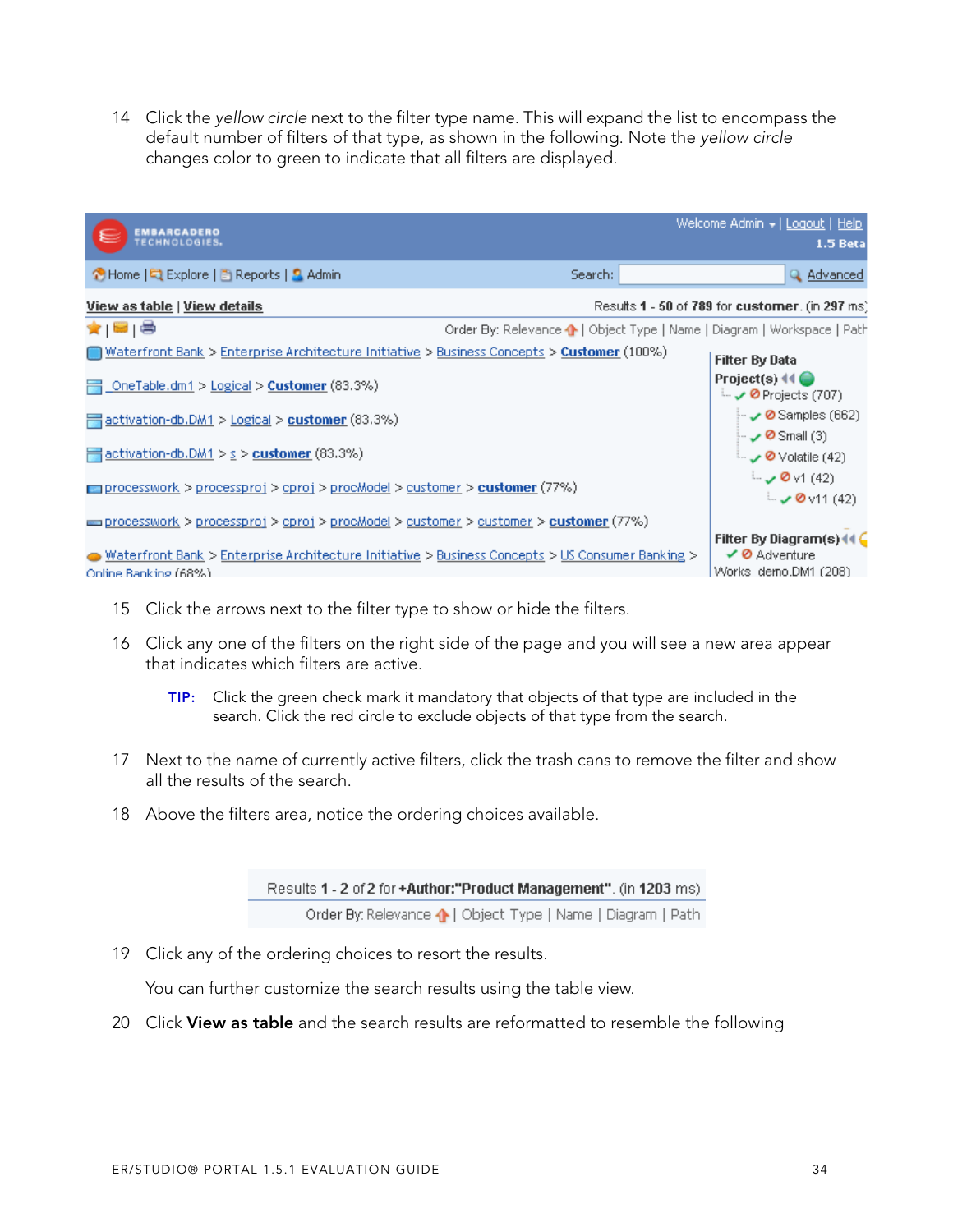14 Click the *yellow circle* next to the filter type name. This will expand the list to encompass the default number of filters of that type, as shown in the following. Note the *yellow circle* changes color to green to indicate that all filters are displayed.

15 Click the arrows next to the filter type to show or hide the filters.

16 Click any one of the filters on the right side of the page and you will see a new area appear that indicates which filters are active.

> **TIP:** Click the green check mark it mandatory that objects of that type are included in the search. Click the red circle to exclude objects of that type from the search.

17 Next to the name of currently active filters, click the trash cans to remove the filter and show all the results of the search.

18 Above the filters area, notice the ordering choices available.

19 Click any of the ordering choices to resort the results.

You can further customize the search results using the table view.

20 Click **View as table** and the search results are reformatted to resemble the following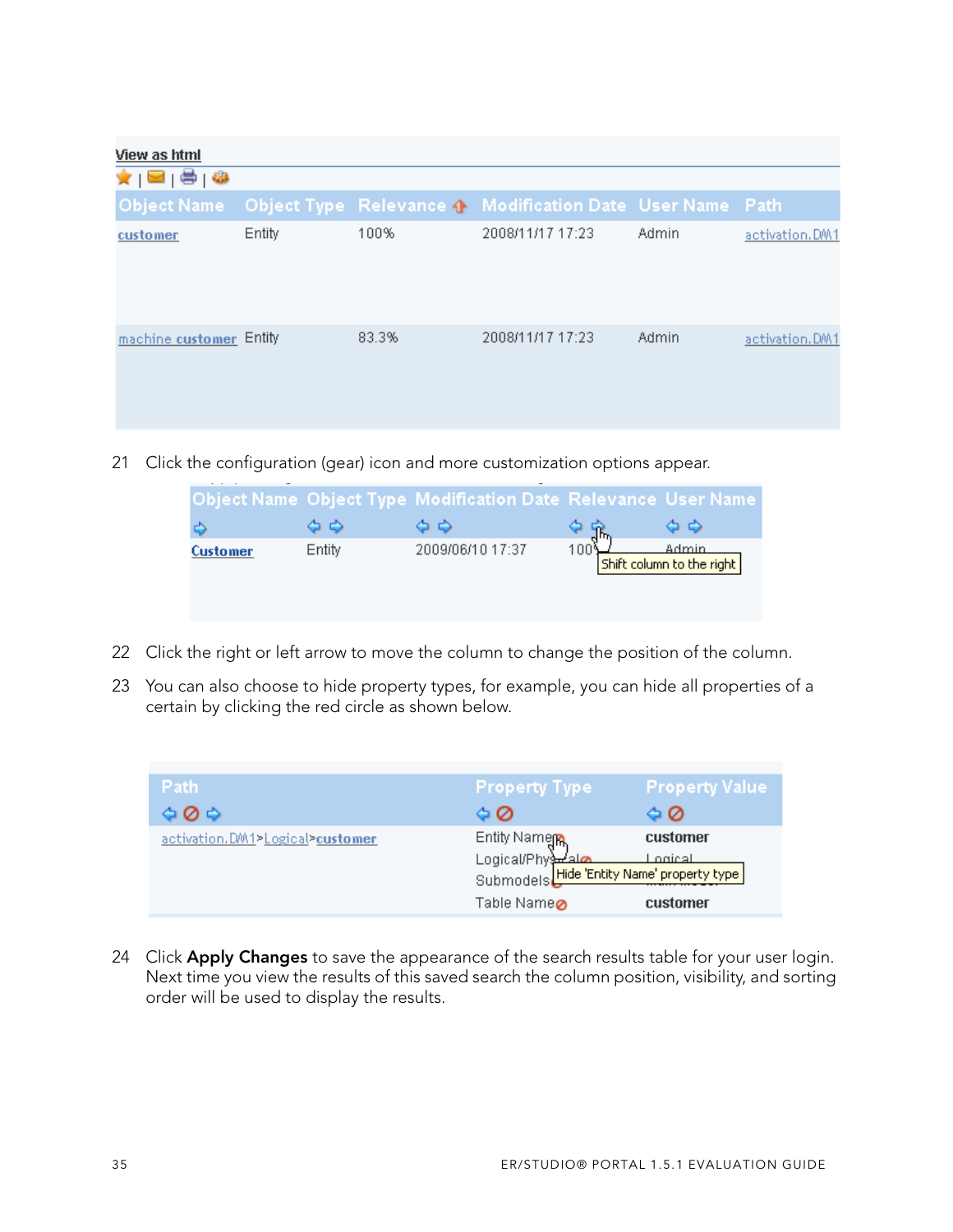View as html

| Object Name | Object Type | Relevance | Modification Date | User Name | Path |
|---|---|---|---|---|---|
| customer | Entity | 100% | 2008/11/17 17:23 | Admin | activation.DM1 |
| machine customer | Entity | 83.3% | 2008/11/17 17:23 | Admin | activation.DM1 |

21 Click the configuration (gear) icon and more customization options appear.

| Object Name | Object Type | Modification Date | Relevance | User Name |
|---|---|---|---|---|
| Customer | Entity | 2009/06/10 17:37 | 100% | Admin |

Shift column to the right

22 Click the right or left arrow to move the column to change the position of the column.

23 You can also choose to hide property types, for example, you can hide all properties of a certain by clicking the red circle as shown below.

| Path | Property Type | Property Value |
|---|---|---|
| activation.DM1>Logical>customer | Entity Name | customer |
| | Logical/Physical | Logical |
| | Submodels | Main Model |
| | Table Name | customer |

Hide 'Entity Name' property type

24 Click **Apply Changes** to save the appearance of the search results table for your user login. Next time you view the results of this saved search the column position, visibility, and sorting order will be used to display the results.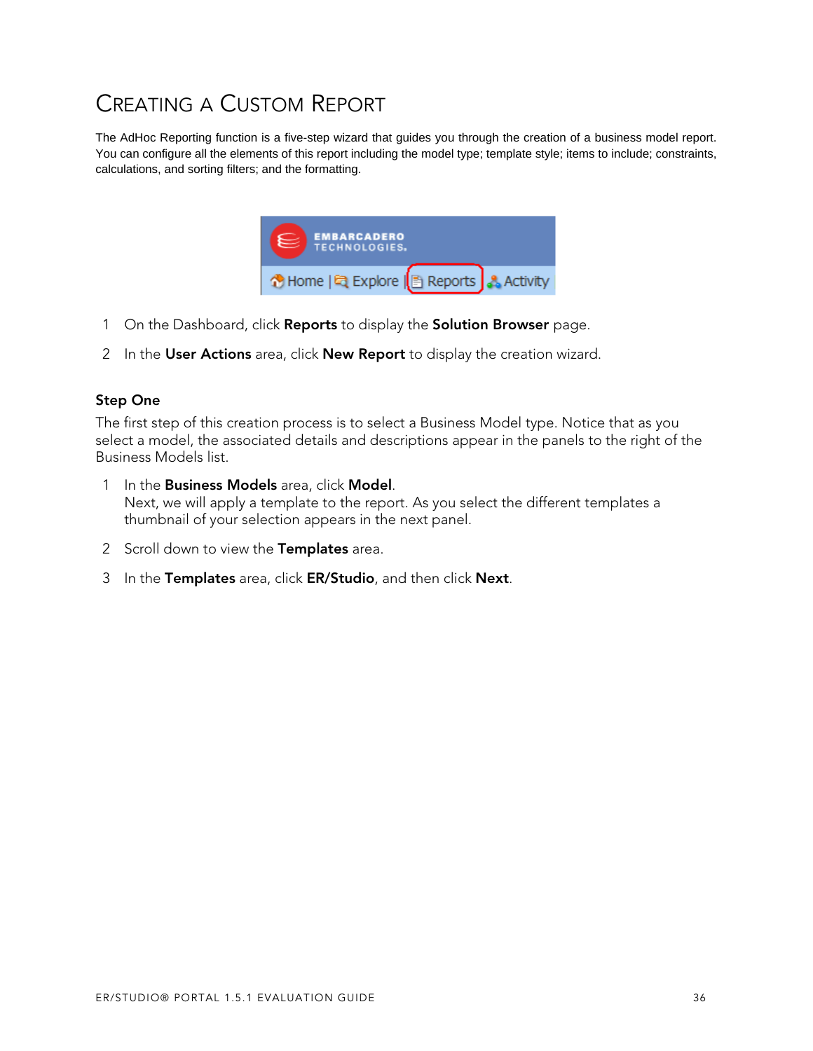# Creating a Custom Report

The AdHoc Reporting function is a five-step wizard that guides you through the creation of a business model report. You can configure all the elements of this report including the model type; template style; items to include; constraints, calculations, and sorting filters; and the formatting.

1. On the Dashboard, click **Reports** to display the **Solution Browser** page.
2. In the **User Actions** area, click **New Report** to display the creation wizard.

### Step One

The first step of this creation process is to select a Business Model type. Notice that as you select a model, the associated details and descriptions appear in the panels to the right of the Business Models list.

1. In the **Business Models** area, click **Model**.
   Next, we will apply a template to the report. As you select the different templates a thumbnail of your selection appears in the next panel.
2. Scroll down to view the **Templates** area.
3. In the **Templates** area, click **ER/Studio**, and then click **Next**.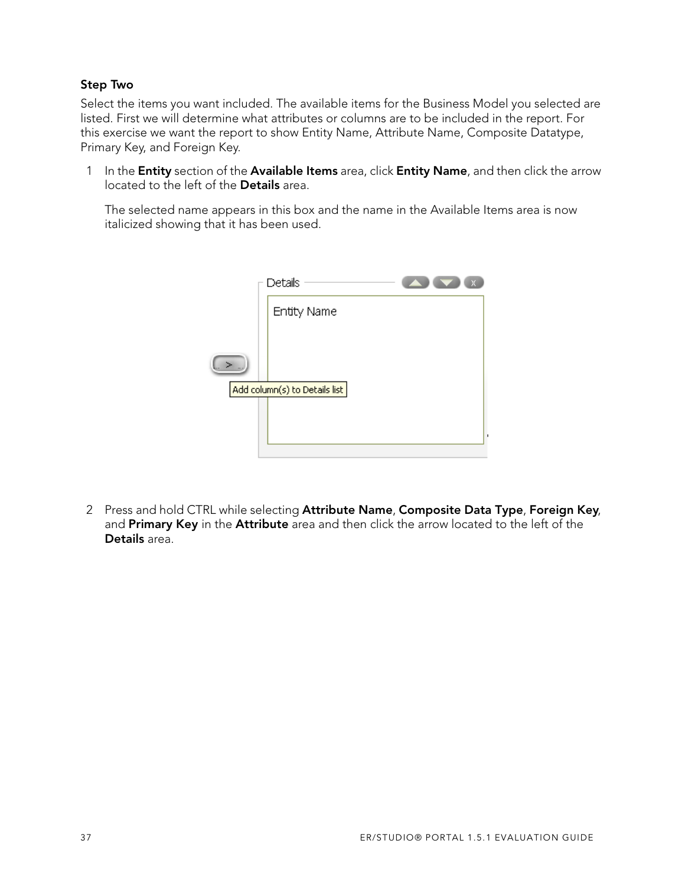### Step Two

Select the items you want included. The available items for the Business Model you selected are listed. First we will determine what attributes or columns are to be included in the report. For this exercise we want the report to show Entity Name, Attribute Name, Composite Datatype, Primary Key, and Foreign Key.

1. In the **Entity** section of the **Available Items** area, click **Entity Name**, and then click the arrow located to the left of the **Details** area.

   The selected name appears in this box and the name in the Available Items area is now italicized showing that it has been used.

2. Press and hold CTRL while selecting **Attribute Name**, **Composite Data Type**, **Foreign Key**, and **Primary Key** in the **Attribute** area and then click the arrow located to the left of the **Details** area.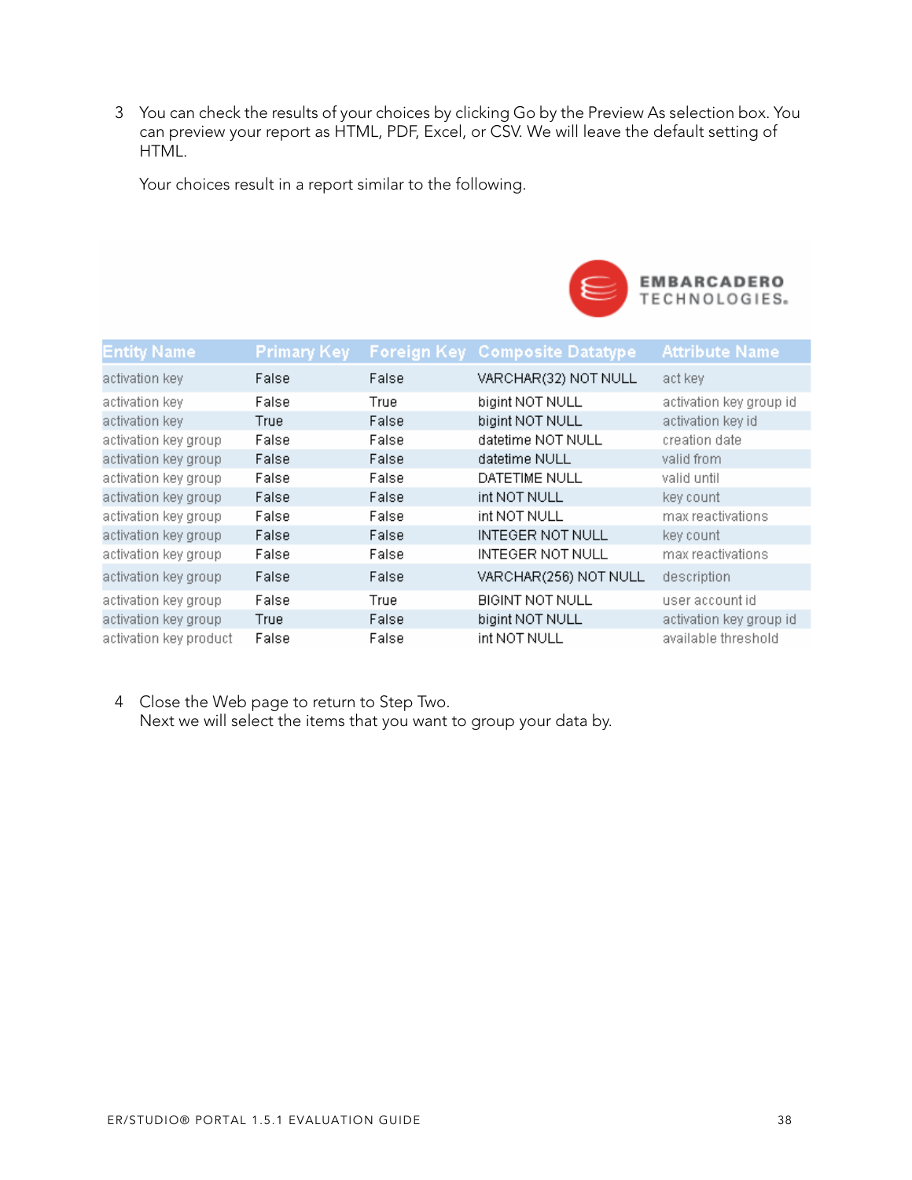3. You can check the results of your choices by clicking Go by the Preview As selection box. You can preview your report as HTML, PDF, Excel, or CSV. We will leave the default setting of HTML.

   Your choices result in a report similar to the following.

EMBARCADERO TECHNOLOGIES.

| Entity Name | Primary Key | Foreign Key | Composite Datatype | Attribute Name |
|---|---|---|---|---|
| activation key | False | False | VARCHAR(32) NOT NULL | act key |
| activation key | False | True | bigint NOT NULL | activation key group id |
| activation key | True | False | bigint NOT NULL | activation key id |
| activation key group | False | False | datetime NOT NULL | creation date |
| activation key group | False | False | datetime NULL | valid from |
| activation key group | False | False | DATETIME NULL | valid until |
| activation key group | False | False | int NOT NULL | key count |
| activation key group | False | False | int NOT NULL | max reactivations |
| activation key group | False | False | INTEGER NOT NULL | key count |
| activation key group | False | False | INTEGER NOT NULL | max reactivations |
| activation key group | False | False | VARCHAR(256) NOT NULL | description |
| activation key group | False | True | BIGINT NOT NULL | user account id |
| activation key group | True | False | bigint NOT NULL | activation key group id |
| activation key product | False | False | int NOT NULL | available threshold |

4. Close the Web page to return to Step Two.
   Next we will select the items that you want to group your data by.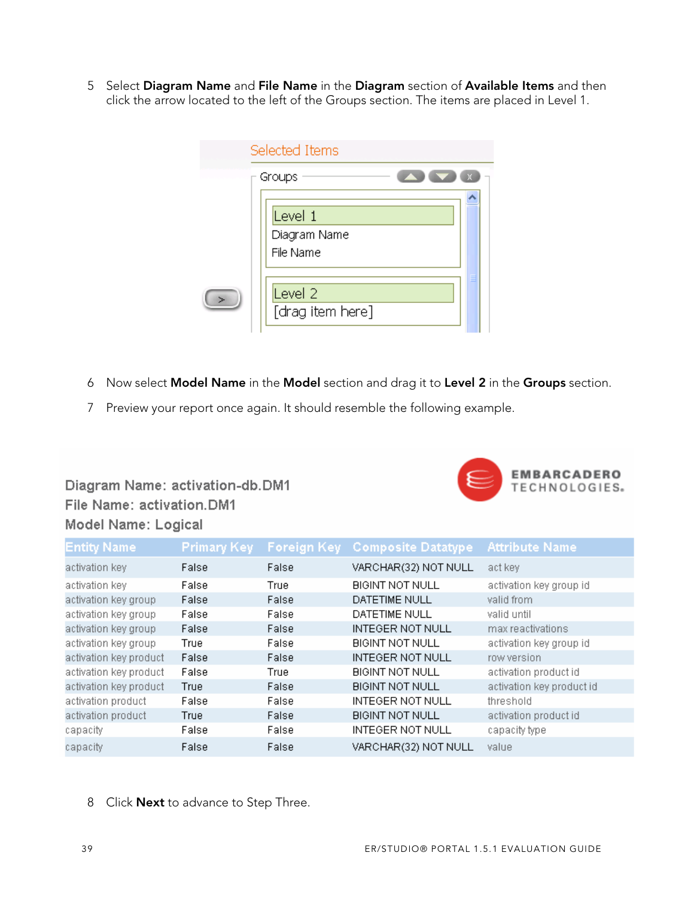5 Select **Diagram Name** and **File Name** in the **Diagram** section of **Available Items** and then click the arrow located to the left of the Groups section. The items are placed in Level 1.

Selected Items

Groups

Level 1
Diagram Name
File Name

Level 2
[drag item here]

6 Now select **Model Name** in the **Model** section and drag it to **Level 2** in the **Groups** section.

7 Preview your report once again. It should resemble the following example.

Diagram Name: activation-db.DM1
File Name: activation.DM1
Model Name: Logical

EMBARCADERO TECHNOLOGIES.

| Entity Name | Primary Key | Foreign Key | Composite Datatype | Attribute Name |
|---|---|---|---|---|
| activation key | False | False | VARCHAR(32) NOT NULL | act key |
| activation key | False | True | BIGINT NOT NULL | activation key group id |
| activation key group | False | False | DATETIME NULL | valid from |
| activation key group | False | False | DATETIME NULL | valid until |
| activation key group | False | False | INTEGER NOT NULL | max reactivations |
| activation key group | True | False | BIGINT NOT NULL | activation key group id |
| activation key product | False | False | INTEGER NOT NULL | row version |
| activation key product | False | True | BIGINT NOT NULL | activation product id |
| activation key product | True | False | BIGINT NOT NULL | activation key product id |
| activation product | False | False | INTEGER NOT NULL | threshold |
| activation product | True | False | BIGINT NOT NULL | activation product id |
| capacity | False | False | INTEGER NOT NULL | capacity type |
| capacity | False | False | VARCHAR(32) NOT NULL | value |

8 Click **Next** to advance to Step Three.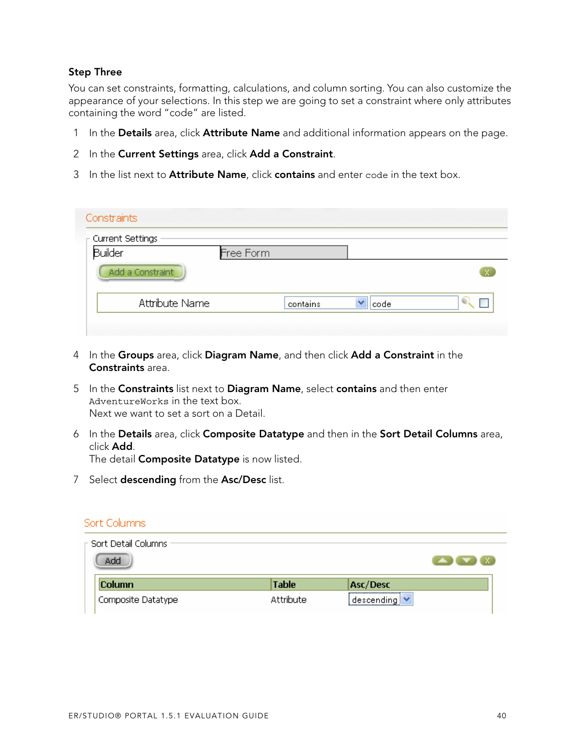### Step Three

You can set constraints, formatting, calculations, and column sorting. You can also customize the appearance of your selections. In this step we are going to set a constraint where only attributes containing the word "code" are listed.

1. In the **Details** area, click **Attribute Name** and additional information appears on the page.
2. In the **Current Settings** area, click **Add a Constraint**.
3. In the list next to **Attribute Name**, click **contains** and enter `code` in the text box.

4. In the **Groups** area, click **Diagram Name**, and then click **Add a Constraint** in the **Constraints** area.
5. In the **Constraints** list next to **Diagram Name**, select **contains** and then enter `AdventureWorks` in the text box.
   Next we want to set a sort on a Detail.
6. In the **Details** area, click **Composite Datatype** and then in the **Sort Detail Columns** area, click **Add**.
   The detail **Composite Datatype** is now listed.
7. Select **descending** from the **Asc/Desc** list.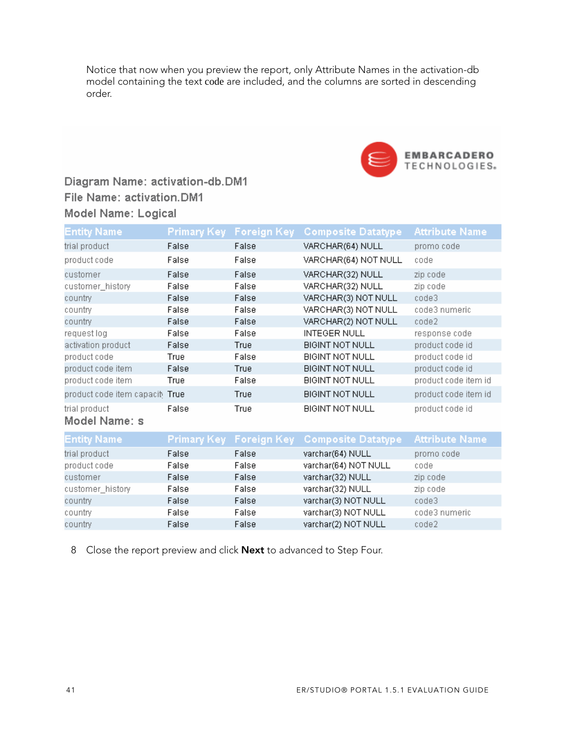Notice that now when you preview the report, only Attribute Names in the activation-db model containing the text code are included, and the columns are sorted in descending order.

EMBARCADERO TECHNOLOGIES.

Diagram Name: activation-db.DM1

File Name: activation.DM1

Model Name: Logical

| Entity Name | Primary Key | Foreign Key | Composite Datatype | Attribute Name |
|---|---|---|---|---|
| trial product | False | False | VARCHAR(64) NULL | promo code |
| product code | False | False | VARCHAR(64) NOT NULL | code |
| customer | False | False | VARCHAR(32) NULL | zip code |
| customer_history | False | False | VARCHAR(32) NULL | zip code |
| country | False | False | VARCHAR(3) NOT NULL | code3 |
| country | False | False | VARCHAR(3) NOT NULL | code3 numeric |
| country | False | False | VARCHAR(2) NOT NULL | code2 |
| request log | False | False | INTEGER NULL | response code |
| activation product | False | True | BIGINT NOT NULL | product code id |
| product code | True | False | BIGINT NOT NULL | product code id |
| product code item | False | True | BIGINT NOT NULL | product code id |
| product code item | True | False | BIGINT NOT NULL | product code item id |
| product code item capacit | True | True | BIGINT NOT NULL | product code item id |
| trial product | False | True | BIGINT NOT NULL | product code id |

Model Name: s

| Entity Name | Primary Key | Foreign Key | Composite Datatype | Attribute Name |
|---|---|---|---|---|
| trial product | False | False | varchar(64) NULL | promo code |
| product code | False | False | varchar(64) NOT NULL | code |
| customer | False | False | varchar(32) NULL | zip code |
| customer_history | False | False | varchar(32) NULL | zip code |
| country | False | False | varchar(3) NOT NULL | code3 |
| country | False | False | varchar(3) NOT NULL | code3 numeric |
| country | False | False | varchar(2) NOT NULL | code2 |

8 Close the report preview and click **Next** to advanced to Step Four.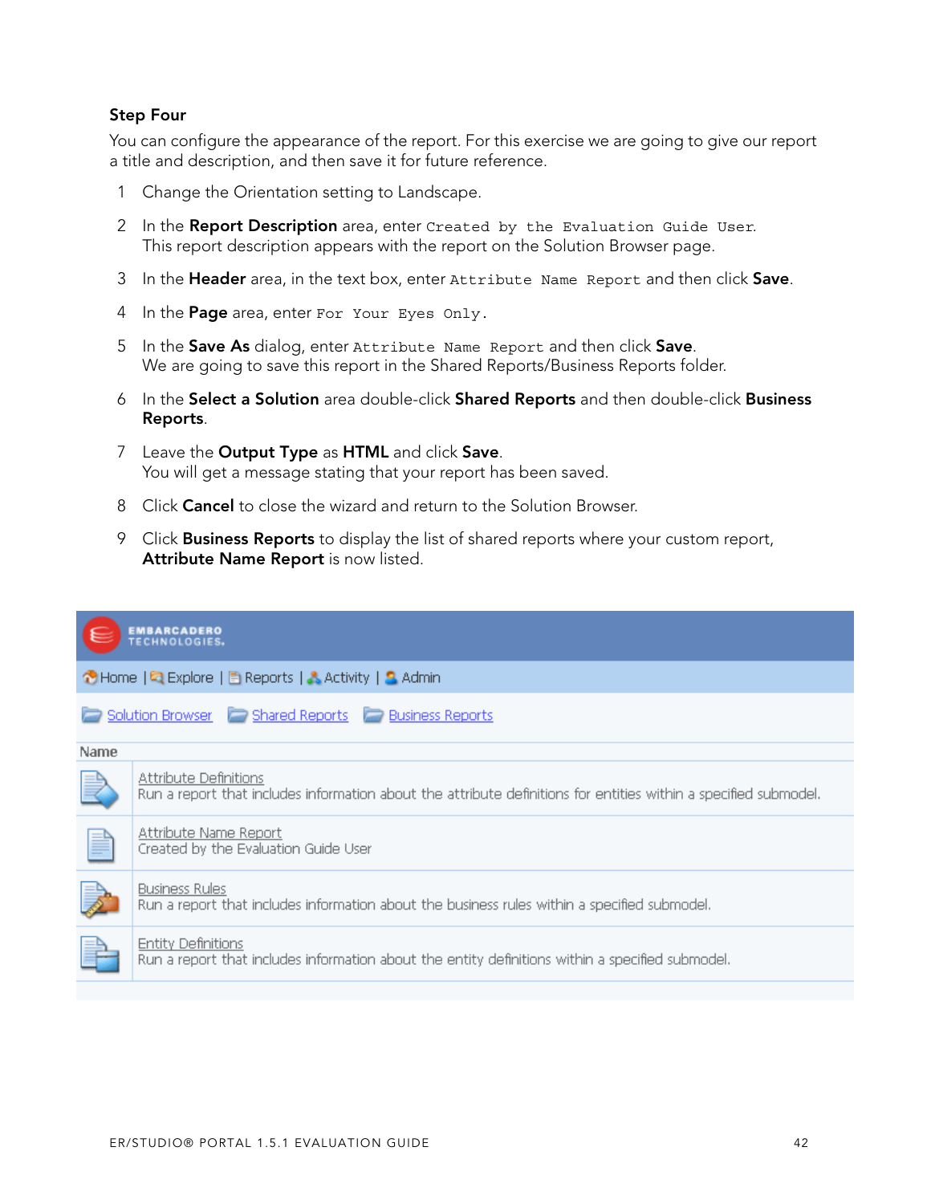### Step Four

You can configure the appearance of the report. For this exercise we are going to give our report a title and description, and then save it for future reference.

1. Change the Orientation setting to Landscape.
2. In the **Report Description** area, enter `Created by the Evaluation Guide User`. This report description appears with the report on the Solution Browser page.
3. In the **Header** area, in the text box, enter `Attribute Name Report` and then click **Save**.
4. In the **Page** area, enter `For Your Eyes Only`.
5. In the **Save As** dialog, enter `Attribute Name Report` and then click **Save**. We are going to save this report in the Shared Reports/Business Reports folder.
6. In the **Select a Solution** area double-click **Shared Reports** and then double-click **Business Reports**.
7. Leave the **Output Type** as **HTML** and click **Save**. You will get a message stating that your report has been saved.
8. Click **Cancel** to close the wizard and return to the Solution Browser.
9. Click **Business Reports** to display the list of shared reports where your custom report, **Attribute Name Report** is now listed.

EMBARCADERO TECHNOLOGIES

Home | Explore | Reports | Activity | Admin

Solution Browser  Shared Reports  Business Reports

| Name |
| --- |
| Attribute Definitions<br>Run a report that includes information about the attribute definitions for entities within a specified submodel. |
| Attribute Name Report<br>Created by the Evaluation Guide User |
| Business Rules<br>Run a report that includes information about the business rules within a specified submodel. |
| Entity Definitions<br>Run a report that includes information about the entity definitions within a specified submodel. |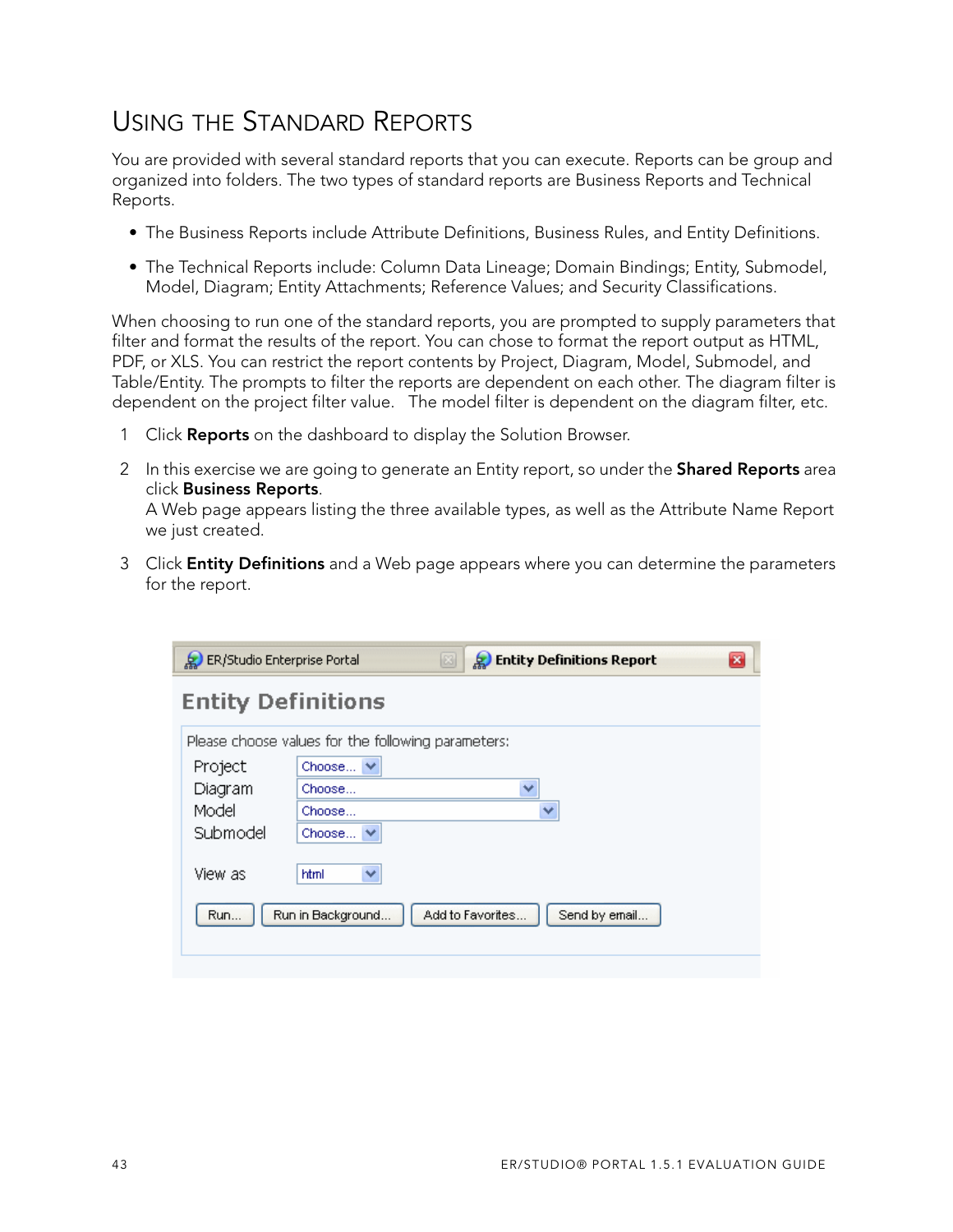# Using the Standard Reports

You are provided with several standard reports that you can execute. Reports can be group and organized into folders. The two types of standard reports are Business Reports and Technical Reports.

- The Business Reports include Attribute Definitions, Business Rules, and Entity Definitions.
- The Technical Reports include: Column Data Lineage; Domain Bindings; Entity, Submodel, Model, Diagram; Entity Attachments; Reference Values; and Security Classifications.

When choosing to run one of the standard reports, you are prompted to supply parameters that filter and format the results of the report. You can chose to format the report output as HTML, PDF, or XLS. You can restrict the report contents by Project, Diagram, Model, Submodel, and Table/Entity. The prompts to filter the reports are dependent on each other. The diagram filter is dependent on the project filter value. The model filter is dependent on the diagram filter, etc.

1. Click **Reports** on the dashboard to display the Solution Browser.
2. In this exercise we are going to generate an Entity report, so under the **Shared Reports** area click **Business Reports**.
   A Web page appears listing the three available types, as well as the Attribute Name Report we just created.
3. Click **Entity Definitions** and a Web page appears where you can determine the parameters for the report.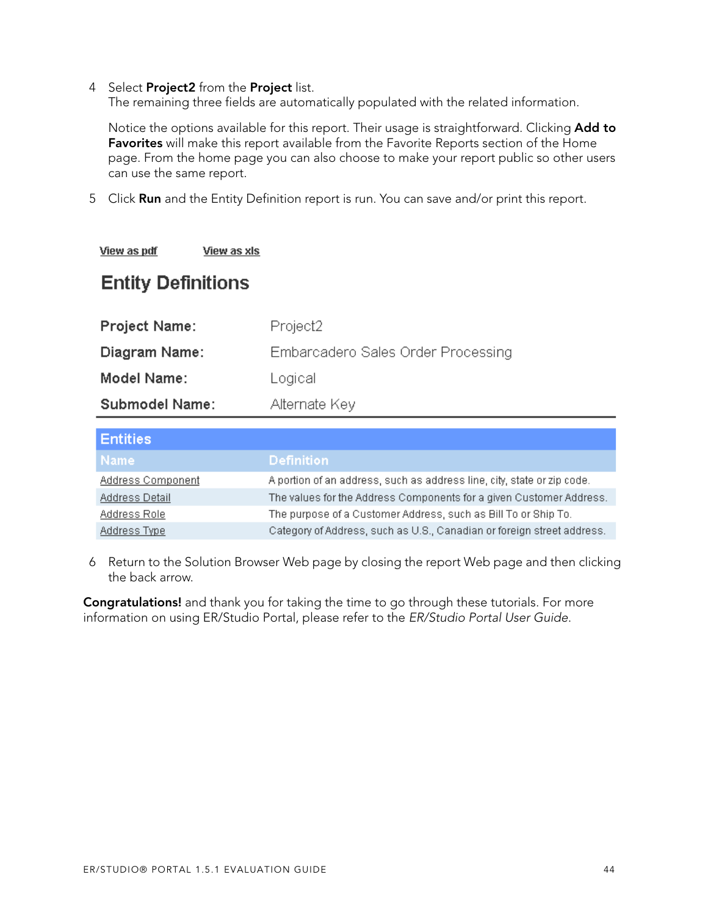4 Select **Project2** from the **Project** list.
The remaining three fields are automatically populated with the related information.

Notice the options available for this report. Their usage is straightforward. Clicking **Add to Favorites** will make this report available from the Favorite Reports section of the Home page. From the home page you can also choose to make your report public so other users can use the same report.

5 Click **Run** and the Entity Definition report is run. You can save and/or print this report.

View as pdf    View as xls

## Entity Definitions

| | |
|---|---|
| **Project Name:** | Project2 |
| **Diagram Name:** | Embarcadero Sales Order Processing |
| **Model Name:** | Logical |
| **Submodel Name:** | Alternate Key |

**Entities**

| Name | Definition |
|---|---|
| Address Component | A portion of an address, such as address line, city, state or zip code. |
| Address Detail | The values for the Address Components for a given Customer Address. |
| Address Role | The purpose of a Customer Address, such as Bill To or Ship To. |
| Address Type | Category of Address, such as U.S., Canadian or foreign street address. |

6 Return to the Solution Browser Web page by closing the report Web page and then clicking the back arrow.

**Congratulations!** and thank you for taking the time to go through these tutorials. For more information on using ER/Studio Portal, please refer to the *ER/Studio Portal User Guide*.